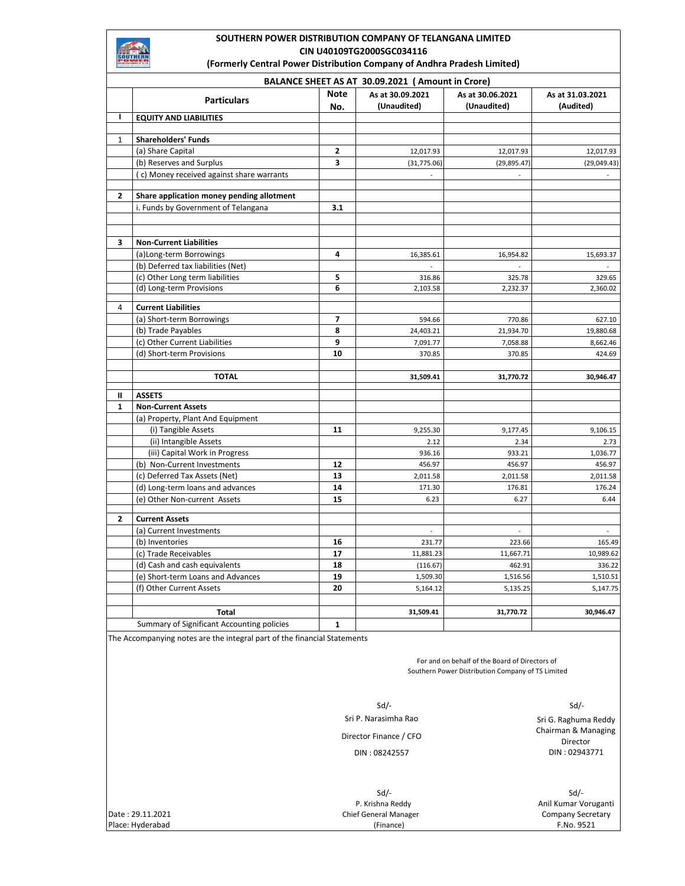# SOUTHERN POWER DISTRIBUTION COMPANY OF TELANGANA LIMITED

**CIN U40109TG2000SGC034116**

**(Formerly Central Power Distribution Company of Andhra Pradesh Limited)**

**BALANCE SHEET AS AT 30.09.2021 ( Amount in Crore)**

| | Particulars | Note No. | As at 30.09.2021 (Unaudited) | As at 30.06.2021 (Unaudited) | As at 31.03.2021 (Audited) |
|---|---|---|---|---|---|
| **I** | **EQUITY AND LIABILITIES** | | | | |
| 1 | **Shareholders' Funds** | | | | |
| | (a) Share Capital | **2** | 12,017.93 | 12,017.93 | 12,017.93 |
| | (b) Reserves and Surplus | **3** | (31,775.06) | (29,895.47) | (29,049.43) |
| | ( c) Money received against share warrants | | - | - | - |
| **2** | **Share application money pending allotment** | | | | |
| | i. Funds by Government of Telangana | **3.1** | | | |
| **3** | **Non-Current Liabilities** | | | | |
| | (a)Long-term Borrowings | **4** | 16,385.61 | 16,954.82 | 15,693.37 |
| | (b) Deferred tax liabilities (Net) | | - | - | - |
| | (c) Other Long term liabilities | **5** | 316.86 | 325.78 | 329.65 |
| | (d) Long-term Provisions | **6** | 2,103.58 | 2,232.37 | 2,360.02 |
| 4 | **Current Liabilities** | | | | |
| | (a) Short-term Borrowings | **7** | 594.66 | 770.86 | 627.10 |
| | (b) Trade Payables | **8** | 24,403.21 | 21,934.70 | 19,880.68 |
| | (c) Other Current Liabilities | **9** | 7,091.77 | 7,058.88 | 8,662.46 |
| | (d) Short-term Provisions | **10** | 370.85 | 370.85 | 424.69 |
| | **TOTAL** | | **31,509.41** | **31,770.72** | **30,946.47** |
| **II** | **ASSETS** | | | | |
| **1** | **Non-Current Assets** | | | | |
| | (a) Property, Plant And Equipment | | | | |
| | (i) Tangible Assets | **11** | 9,255.30 | 9,177.45 | 9,106.15 |
| | (ii) Intangible Assets | | 2.12 | 2.34 | 2.73 |
| | (iii) Capital Work in Progress | | 936.16 | 933.21 | 1,036.77 |
| | (b) Non-Current Investments | **12** | 456.97 | 456.97 | 456.97 |
| | (c) Deferred Tax Assets (Net) | **13** | 2,011.58 | 2,011.58 | 2,011.58 |
| | (d) Long-term loans and advances | **14** | 171.30 | 176.81 | 176.24 |
| | (e) Other Non-current Assets | **15** | 6.23 | 6.27 | 6.44 |
| **2** | **Current Assets** | | | | |
| | (a) Current Investments | | - | - | - |
| | (b) Inventories | **16** | 231.77 | 223.66 | 165.49 |
| | (c) Trade Receivables | **17** | 11,881.23 | 11,667.71 | 10,989.62 |
| | (d) Cash and cash equivalents | **18** | (116.67) | 462.91 | 336.22 |
| | (e) Short-term Loans and Advances | **19** | 1,509.30 | 1,516.56 | 1,510.51 |
| | (f) Other Current Assets | **20** | 5,164.12 | 5,135.25 | 5,147.75 |
| | **Total** | | **31,509.41** | **31,770.72** | **30,946.47** |
| | Summary of Significant Accounting policies | **1** | | | |

The Accompanying notes are the integral part of the financial Statements

For and on behalf of the Board of Directors of
Southern Power Distribution Company of TS Limited

| | |
|---|---|
| Sd/- | Sd/- |
| Sri P. Narasimha Rao | Sri G. Raghuma Reddy |
| Director Finance / CFO | Chairman & Managing Director |
| DIN : 08242557 | DIN : 02943771 |

| | |
|---|---|
| Sd/- | Sd/- |
| P. Krishna Reddy | Anil Kumar Voruganti |
| Chief General Manager (Finance) | Company Secretary |
| | F.No. 9521 |

Date : 29.11.2021
Place: Hyderabad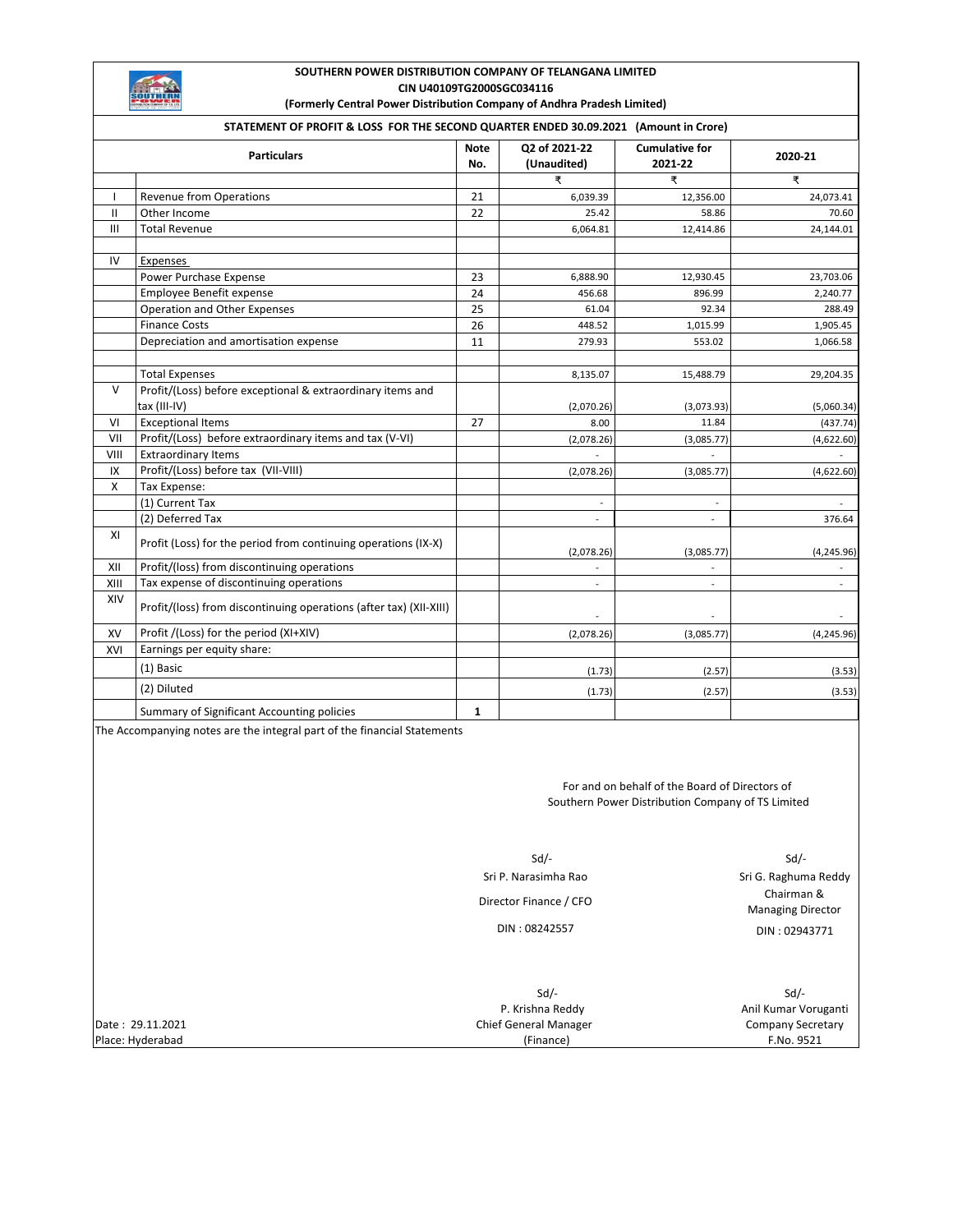**SOUTHERN POWER DISTRIBUTION COMPANY OF TELANGANA LIMITED**
**CIN U40109TG2000SGC034116**
**(Formerly Central Power Distribution Company of Andhra Pradesh Limited)**

**STATEMENT OF PROFIT & LOSS FOR THE SECOND QUARTER ENDED 30.09.2021 (Amount in Crore)**

| | Particulars | Note No. | Q2 of 2021-22 (Unaudited) | Cumulative for 2021-22 | 2020-21 |
|---|---|---|---|---|---|
| | | | ₹ | ₹ | ₹ |
| I | Revenue from Operations | 21 | 6,039.39 | 12,356.00 | 24,073.41 |
| II | Other Income | 22 | 25.42 | 58.86 | 70.60 |
| III | Total Revenue | | 6,064.81 | 12,414.86 | 24,144.01 |
| | | | | | |
| IV | Expenses | | | | |
| | Power Purchase Expense | 23 | 6,888.90 | 12,930.45 | 23,703.06 |
| | Employee Benefit expense | 24 | 456.68 | 896.99 | 2,240.77 |
| | Operation and Other Expenses | 25 | 61.04 | 92.34 | 288.49 |
| | Finance Costs | 26 | 448.52 | 1,015.99 | 1,905.45 |
| | Depreciation and amortisation expense | 11 | 279.93 | 553.02 | 1,066.58 |
| | | | | | |
| | Total Expenses | | 8,135.07 | 15,488.79 | 29,204.35 |
| V | Profit/(Loss) before exceptional & extraordinary items and tax (III-IV) | | (2,070.26) | (3,073.93) | (5,060.34) |
| VI | Exceptional Items | 27 | 8.00 | 11.84 | (437.74) |
| VII | Profit/(Loss) before extraordinary items and tax (V-VI) | | (2,078.26) | (3,085.77) | (4,622.60) |
| VIII | Extraordinary Items | | - | - | - |
| IX | Profit/(Loss) before tax (VII-VIII) | | (2,078.26) | (3,085.77) | (4,622.60) |
| X | Tax Expense: | | | | |
| | (1) Current Tax | | - | - | - |
| | (2) Deferred Tax | | - | - | 376.64 |
| XI | Profit (Loss) for the period from continuing operations (IX-X) | | (2,078.26) | (3,085.77) | (4,245.96) |
| XII | Profit/(loss) from discontinuing operations | | - | - | - |
| XIII | Tax expense of discontinuing operations | | - | - | - |
| XIV | Profit/(loss) from discontinuing operations (after tax) (XII-XIII) | | - | - | - |
| XV | Profit /(Loss) for the period (XI+XIV) | | (2,078.26) | (3,085.77) | (4,245.96) |
| XVI | Earnings per equity share: | | | | |
| | (1) Basic | | (1.73) | (2.57) | (3.53) |
| | (2) Diluted | | (1.73) | (2.57) | (3.53) |
| | Summary of Significant Accounting policies | 1 | | | |

The Accompanying notes are the integral part of the financial Statements

For and on behalf of the Board of Directors of
Southern Power Distribution Company of TS Limited

Sd/-
Sri P. Narasimha Rao
Director Finance / CFO
DIN : 08242557

Sd/-
Sri G. Raghuma Reddy
Chairman & Managing Director
DIN : 02943771

Sd/-
P. Krishna Reddy
Chief General Manager (Finance)

Sd/-
Anil Kumar Voruganti
Company Secretary
F.No. 9521

Date : 29.11.2021
Place: Hyderabad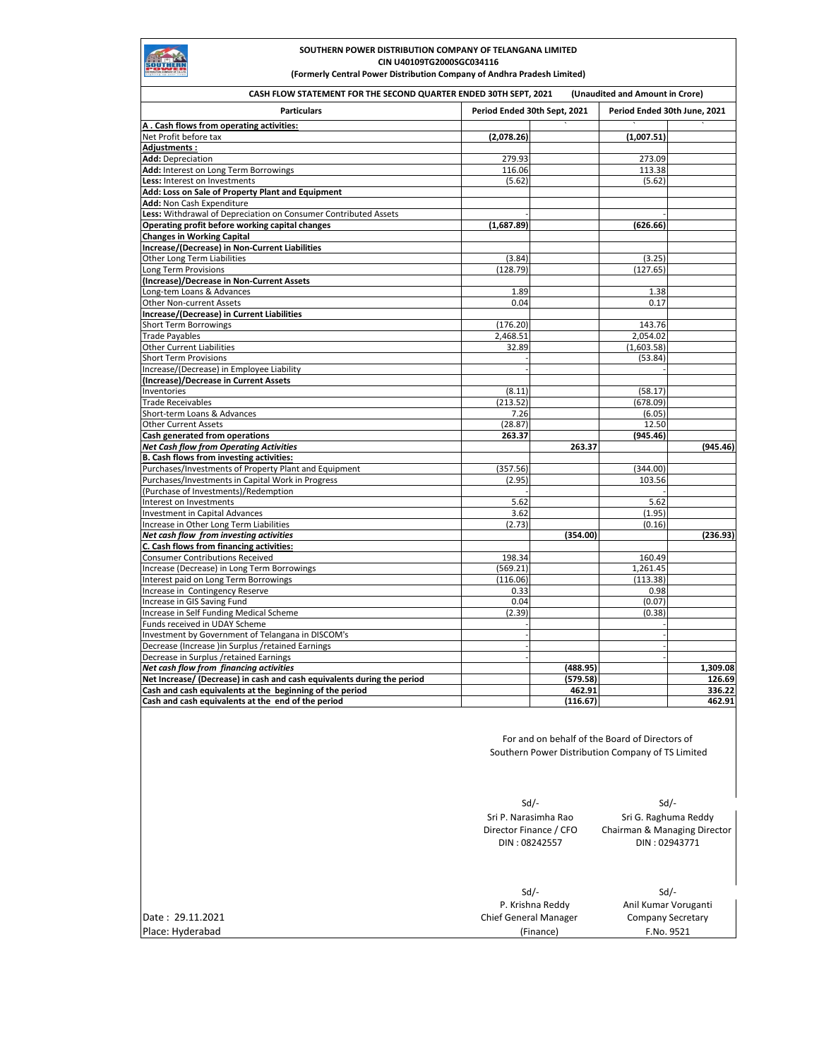**SOUTHERN POWER DISTRIBUTION COMPANY OF TELANGANA LIMITED**
**CIN U40109TG2000SGC034116**
**(Formerly Central Power Distribution Company of Andhra Pradesh Limited)**

**CASH FLOW STATEMENT FOR THE SECOND QUARTER ENDED 30TH SEPT, 2021 (Unaudited and Amount in Crore)**

| Particulars | Period Ended 30th Sept, 2021 | | Period Ended 30th June, 2021 | |
|---|---|---|---|---|
| **A . Cash flows from operating activities:** | | | | |
| Net Profit before tax | **(2,078.26)** | | **(1,007.51)** | |
| **Adjustments :** | | | | |
| **Add:** Depreciation | 279.93 | | 273.09 | |
| **Add:** Interest on Long Term Borrowings | 116.06 | | 113.38 | |
| **Less:** Interest on Investments | (5.62) | | (5.62) | |
| **Add: Loss on Sale of Property Plant and Equipment** | | | | |
| **Add:** Non Cash Expenditure | | | | |
| **Less:** Withdrawal of Depreciation on Consumer Contributed Assets | - | | - | |
| **Operating profit before working capital changes** | **(1,687.89)** | | **(626.66)** | |
| **Changes in Working Capital** | | | | |
| **Increase/(Decrease) in Non-Current Liabilities** | | | | |
| Other Long Term Liabilities | (3.84) | | (3.25) | |
| Long Term Provisions | (128.79) | | (127.65) | |
| **(Increase)/Decrease in Non-Current Assets** | | | | |
| Long-tem Loans & Advances | 1.89 | | 1.38 | |
| Other Non-current Assets | 0.04 | | 0.17 | |
| **Increase/(Decrease) in Current Liabilities** | | | | |
| Short Term Borrowings | (176.20) | | 143.76 | |
| Trade Payables | 2,468.51 | | 2,054.02 | |
| Other Current Liabilities | 32.89 | | (1,603.58) | |
| Short Term Provisions | - | | (53.84) | |
| Increase/(Decrease) in Employee Liability | - | | - | |
| **(Increase)/Decrease in Current Assets** | | | | |
| Inventories | (8.11) | | (58.17) | |
| Trade Receivables | (213.52) | | (678.09) | |
| Short-term Loans & Advances | 7.26 | | (6.05) | |
| Other Current Assets | (28.87) | | 12.50 | |
| **Cash generated from operations** | **263.37** | | **(945.46)** | |
| ***Net Cash flow from Operating Activities*** | | **263.37** | | **(945.46)** |
| **B. Cash flows from investing activities:** | | | | |
| Purchases/Investments of Property Plant and Equipment | (357.56) | | (344.00) | |
| Purchases/Investments in Capital Work in Progress | (2.95) | | 103.56 | |
| (Purchase of Investments)/Redemption | - | | - | |
| Interest on Investments | 5.62 | | 5.62 | |
| Investment in Capital Advances | 3.62 | | (1.95) | |
| Increase in Other Long Term Liabilities | (2.73) | | (0.16) | |
| ***Net cash flow from investing activities*** | | **(354.00)** | | **(236.93)** |
| **C. Cash flows from financing activities:** | | | | |
| Consumer Contributions Received | 198.34 | | 160.49 | |
| Increase (Decrease) in Long Term Borrowings | (569.21) | | 1,261.45 | |
| Interest paid on Long Term Borrowings | (116.06) | | (113.38) | |
| Increase in Contingency Reserve | 0.33 | | 0.98 | |
| Increase in GIS Saving Fund | 0.04 | | (0.07) | |
| Increase in Self Funding Medical Scheme | (2.39) | | (0.38) | |
| Funds received in UDAY Scheme | - | | - | |
| Investment by Government of Telangana in DISCOM's | - | | - | |
| Decrease (Increase )in Surplus /retained Earnings | - | | - | |
| Decrease in Surplus /retained Earnings | - | | - | |
| ***Net cash flow from financing activities*** | | **(488.95)** | | **1,309.08** |
| **Net Increase/ (Decrease) in cash and cash equivalents during the period** | | **(579.58)** | | **126.69** |
| **Cash and cash equivalents at the beginning of the period** | | **462.91** | | **336.22** |
| **Cash and cash equivalents at the end of the period** | | **(116.67)** | | **462.91** |

For and on behalf of the Board of Directors of
Southern Power Distribution Company of TS Limited

Sd/-
Sri P. Narasimha Rao
Director Finance / CFO
DIN : 08242557

Sd/-
Sri G. Raghuma Reddy
Chairman & Managing Director
DIN : 02943771

Sd/-
P. Krishna Reddy
Chief General Manager
(Finance)

Sd/-
Anil Kumar Voruganti
Company Secretary
F.No. 9521

Date : 29.11.2021
Place: Hyderabad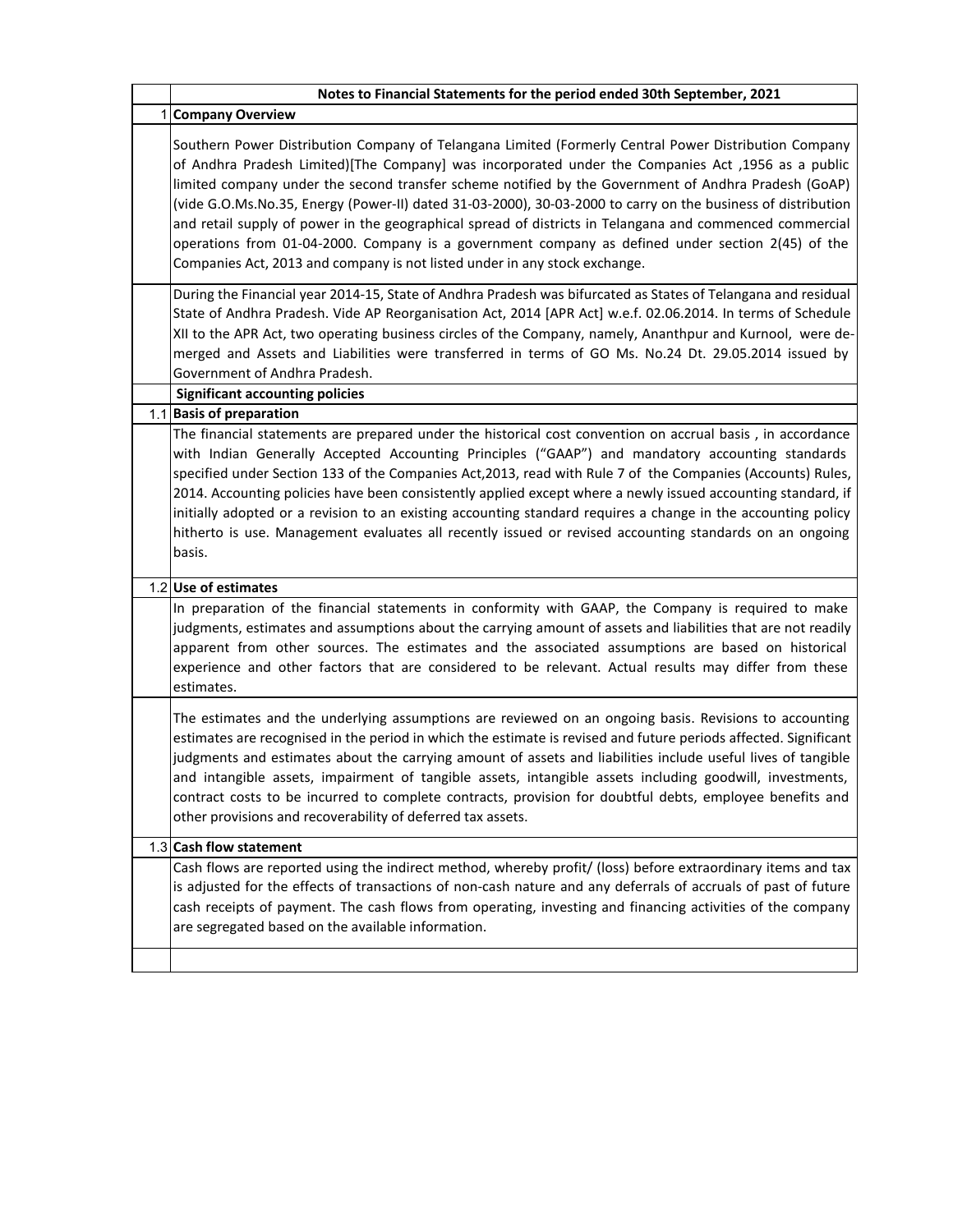## Notes to Financial Statements for the period ended 30th September, 2021

### 1 Company Overview

Southern Power Distribution Company of Telangana Limited (Formerly Central Power Distribution Company of Andhra Pradesh Limited)[The Company] was incorporated under the Companies Act ,1956 as a public limited company under the second transfer scheme notified by the Government of Andhra Pradesh (GoAP) (vide G.O.Ms.No.35, Energy (Power-II) dated 31-03-2000), 30-03-2000 to carry on the business of distribution and retail supply of power in the geographical spread of districts in Telangana and commenced commercial operations from 01-04-2000. Company is a government company as defined under section 2(45) of the Companies Act, 2013 and company is not listed under in any stock exchange.

During the Financial year 2014-15, State of Andhra Pradesh was bifurcated as States of Telangana and residual State of Andhra Pradesh. Vide AP Reorganisation Act, 2014 [APR Act] w.e.f. 02.06.2014. In terms of Schedule XII to the APR Act, two operating business circles of the Company, namely, Ananthpur and Kurnool, were de-merged and Assets and Liabilities were transferred in terms of GO Ms. No.24 Dt. 29.05.2014 issued by Government of Andhra Pradesh.

### Significant accounting policies

### 1.1 Basis of preparation

The financial statements are prepared under the historical cost convention on accrual basis , in accordance with Indian Generally Accepted Accounting Principles ("GAAP") and mandatory accounting standards specified under Section 133 of the Companies Act,2013, read with Rule 7 of the Companies (Accounts) Rules, 2014. Accounting policies have been consistently applied except where a newly issued accounting standard, if initially adopted or a revision to an existing accounting standard requires a change in the accounting policy hitherto is use. Management evaluates all recently issued or revised accounting standards on an ongoing basis.

### 1.2 Use of estimates

In preparation of the financial statements in conformity with GAAP, the Company is required to make judgments, estimates and assumptions about the carrying amount of assets and liabilities that are not readily apparent from other sources. The estimates and the associated assumptions are based on historical experience and other factors that are considered to be relevant. Actual results may differ from these estimates.

The estimates and the underlying assumptions are reviewed on an ongoing basis. Revisions to accounting estimates are recognised in the period in which the estimate is revised and future periods affected. Significant judgments and estimates about the carrying amount of assets and liabilities include useful lives of tangible and intangible assets, impairment of tangible assets, intangible assets including goodwill, investments, contract costs to be incurred to complete contracts, provision for doubtful debts, employee benefits and other provisions and recoverability of deferred tax assets.

### 1.3 Cash flow statement

Cash flows are reported using the indirect method, whereby profit/ (loss) before extraordinary items and tax is adjusted for the effects of transactions of non-cash nature and any deferrals of accruals of past of future cash receipts of payment. The cash flows from operating, investing and financing activities of the company are segregated based on the available information.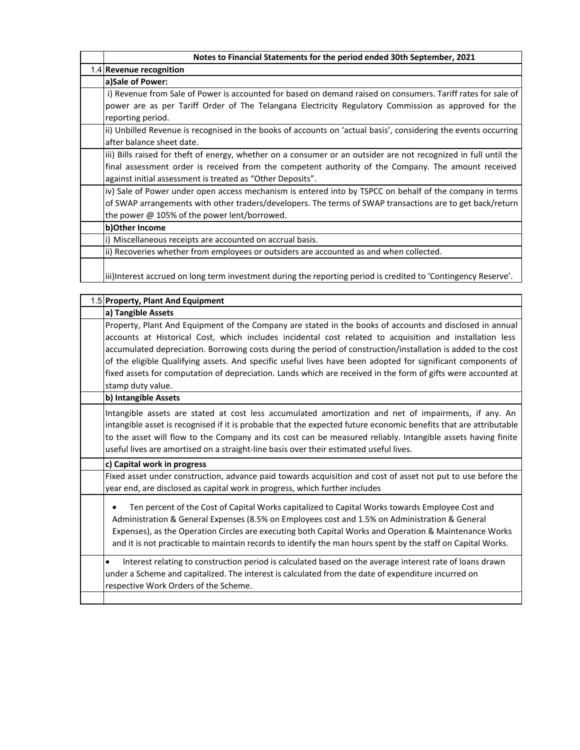## Notes to Financial Statements for the period ended 30th September, 2021

### 1.4 Revenue recognition

**a)Sale of Power:**

i) Revenue from Sale of Power is accounted for based on demand raised on consumers. Tariff rates for sale of power are as per Tariff Order of The Telangana Electricity Regulatory Commission as approved for the reporting period.

ii) Unbilled Revenue is recognised in the books of accounts on 'actual basis', considering the events occurring after balance sheet date.

iii) Bills raised for theft of energy, whether on a consumer or an outsider are not recognized in full until the final assessment order is received from the competent authority of the Company. The amount received against initial assessment is treated as "Other Deposits".

iv) Sale of Power under open access mechanism is entered into by TSPCC on behalf of the company in terms of SWAP arrangements with other traders/developers. The terms of SWAP transactions are to get back/return the power @ 105% of the power lent/borrowed.

**b)Other Income**

i) Miscellaneous receipts are accounted on accrual basis.

ii) Recoveries whether from employees or outsiders are accounted as and when collected.

iii)Interest accrued on long term investment during the reporting period is credited to 'Contingency Reserve'.

### 1.5 Property, Plant And Equipment

**a) Tangible Assets**

Property, Plant And Equipment of the Company are stated in the books of accounts and disclosed in annual accounts at Historical Cost, which includes incidental cost related to acquisition and installation less accumulated depreciation. Borrowing costs during the period of construction/installation is added to the cost of the eligible Qualifying assets. And specific useful lives have been adopted for significant components of fixed assets for computation of depreciation. Lands which are received in the form of gifts were accounted at stamp duty value.

**b) Intangible Assets**

Intangible assets are stated at cost less accumulated amortization and net of impairments, if any. An intangible asset is recognised if it is probable that the expected future economic benefits that are attributable to the asset will flow to the Company and its cost can be measured reliably. Intangible assets having finite useful lives are amortised on a straight-line basis over their estimated useful lives.

**c) Capital work in progress**

Fixed asset under construction, advance paid towards acquisition and cost of asset not put to use before the year end, are disclosed as capital work in progress, which further includes

- Ten percent of the Cost of Capital Works capitalized to Capital Works towards Employee Cost and Administration & General Expenses (8.5% on Employees cost and 1.5% on Administration & General Expenses), as the Operation Circles are executing both Capital Works and Operation & Maintenance Works and it is not practicable to maintain records to identify the man hours spent by the staff on Capital Works.

- Interest relating to construction period is calculated based on the average interest rate of loans drawn under a Scheme and capitalized. The interest is calculated from the date of expenditure incurred on respective Work Orders of the Scheme.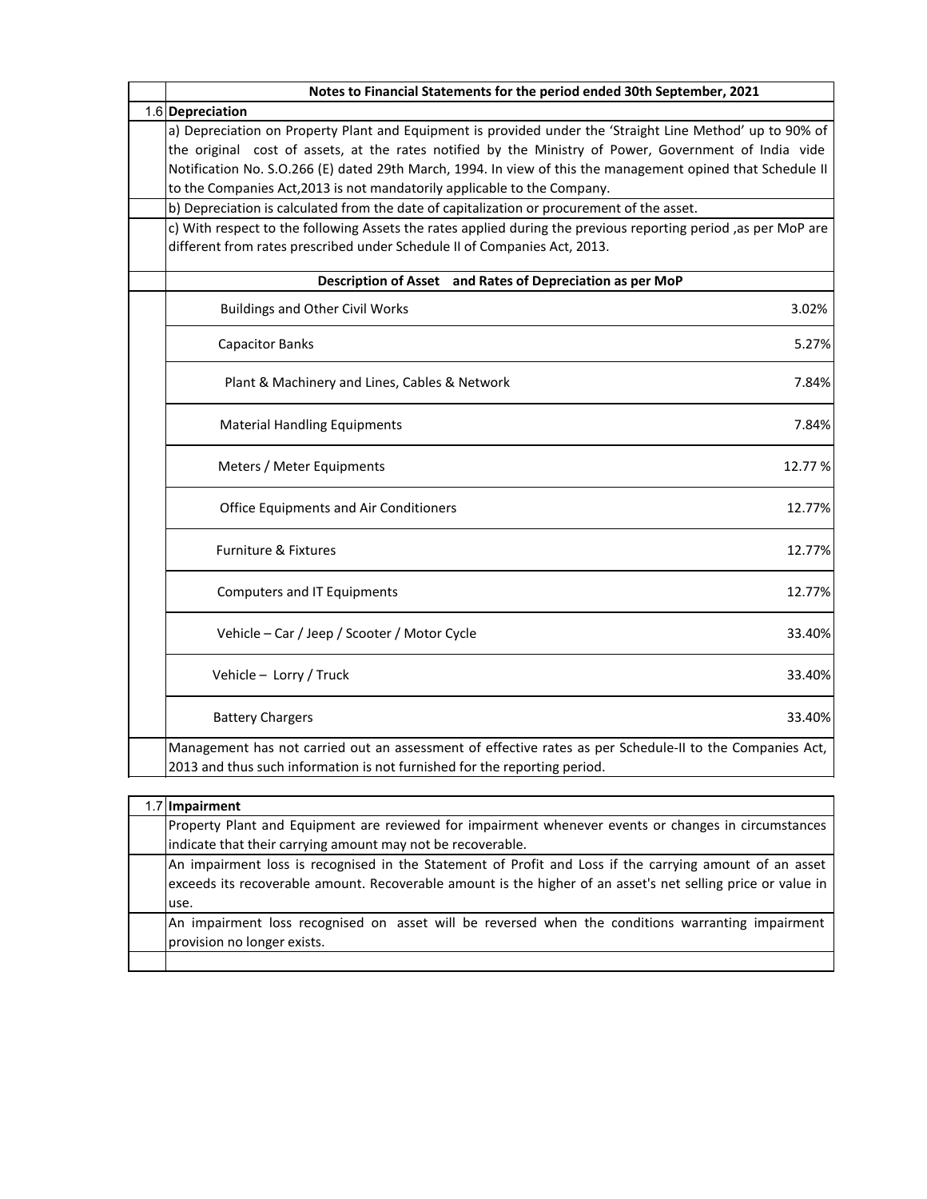**Notes to Financial Statements for the period ended 30th September, 2021**

### 1.6 Depreciation

a) Depreciation on Property Plant and Equipment is provided under the 'Straight Line Method' up to 90% of the original cost of assets, at the rates notified by the Ministry of Power, Government of India vide Notification No. S.O.266 (E) dated 29th March, 1994. In view of this the management opined that Schedule II to the Companies Act,2013 is not mandatorily applicable to the Company.

b) Depreciation is calculated from the date of capitalization or procurement of the asset.

c) With respect to the following Assets the rates applied during the previous reporting period ,as per MoP are different from rates prescribed under Schedule II of Companies Act, 2013.

| Description of Asset and Rates of Depreciation as per MoP | |
|---|---|
| Buildings and Other Civil Works | 3.02% |
| Capacitor Banks | 5.27% |
| Plant & Machinery and Lines, Cables & Network | 7.84% |
| Material Handling Equipments | 7.84% |
| Meters / Meter Equipments | 12.77 % |
| Office Equipments and Air Conditioners | 12.77% |
| Furniture & Fixtures | 12.77% |
| Computers and IT Equipments | 12.77% |
| Vehicle – Car / Jeep / Scooter / Motor Cycle | 33.40% |
| Vehicle – Lorry / Truck | 33.40% |
| Battery Chargers | 33.40% |

Management has not carried out an assessment of effective rates as per Schedule-II to the Companies Act, 2013 and thus such information is not furnished for the reporting period.

### 1.7 Impairment

Property Plant and Equipment are reviewed for impairment whenever events or changes in circumstances indicate that their carrying amount may not be recoverable.

An impairment loss is recognised in the Statement of Profit and Loss if the carrying amount of an asset exceeds its recoverable amount. Recoverable amount is the higher of an asset's net selling price or value in use.

An impairment loss recognised on asset will be reversed when the conditions warranting impairment provision no longer exists.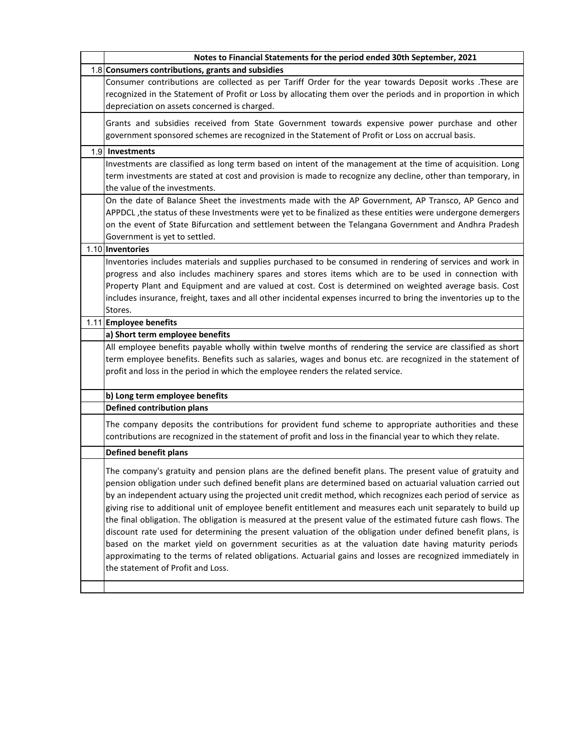**Notes to Financial Statements for the period ended 30th September, 2021**

### 1.8 Consumers contributions, grants and subsidies

Consumer contributions are collected as per Tariff Order for the year towards Deposit works .These are recognized in the Statement of Profit or Loss by allocating them over the periods and in proportion in which depreciation on assets concerned is charged.

Grants and subsidies received from State Government towards expensive power purchase and other government sponsored schemes are recognized in the Statement of Profit or Loss on accrual basis.

### 1.9 Investments

Investments are classified as long term based on intent of the management at the time of acquisition. Long term investments are stated at cost and provision is made to recognize any decline, other than temporary, in the value of the investments.

On the date of Balance Sheet the investments made with the AP Government, AP Transco, AP Genco and APPDCL ,the status of these Investments were yet to be finalized as these entities were undergone demergers on the event of State Bifurcation and settlement between the Telangana Government and Andhra Pradesh Government is yet to settled.

### 1.10 Inventories

Inventories includes materials and supplies purchased to be consumed in rendering of services and work in progress and also includes machinery spares and stores items which are to be used in connection with Property Plant and Equipment and are valued at cost. Cost is determined on weighted average basis. Cost includes insurance, freight, taxes and all other incidental expenses incurred to bring the inventories up to the Stores.

### 1.11 Employee benefits

**a) Short term employee benefits**

All employee benefits payable wholly within twelve months of rendering the service are classified as short term employee benefits. Benefits such as salaries, wages and bonus etc. are recognized in the statement of profit and loss in the period in which the employee renders the related service.

**b) Long term employee benefits**

**Defined contribution plans**

The company deposits the contributions for provident fund scheme to appropriate authorities and these contributions are recognized in the statement of profit and loss in the financial year to which they relate.

**Defined benefit plans**

The company's gratuity and pension plans are the defined benefit plans. The present value of gratuity and pension obligation under such defined benefit plans are determined based on actuarial valuation carried out by an independent actuary using the projected unit credit method, which recognizes each period of service as giving rise to additional unit of employee benefit entitlement and measures each unit separately to build up the final obligation. The obligation is measured at the present value of the estimated future cash flows. The discount rate used for determining the present valuation of the obligation under defined benefit plans, is based on the market yield on government securities as at the valuation date having maturity periods approximating to the terms of related obligations. Actuarial gains and losses are recognized immediately in the statement of Profit and Loss.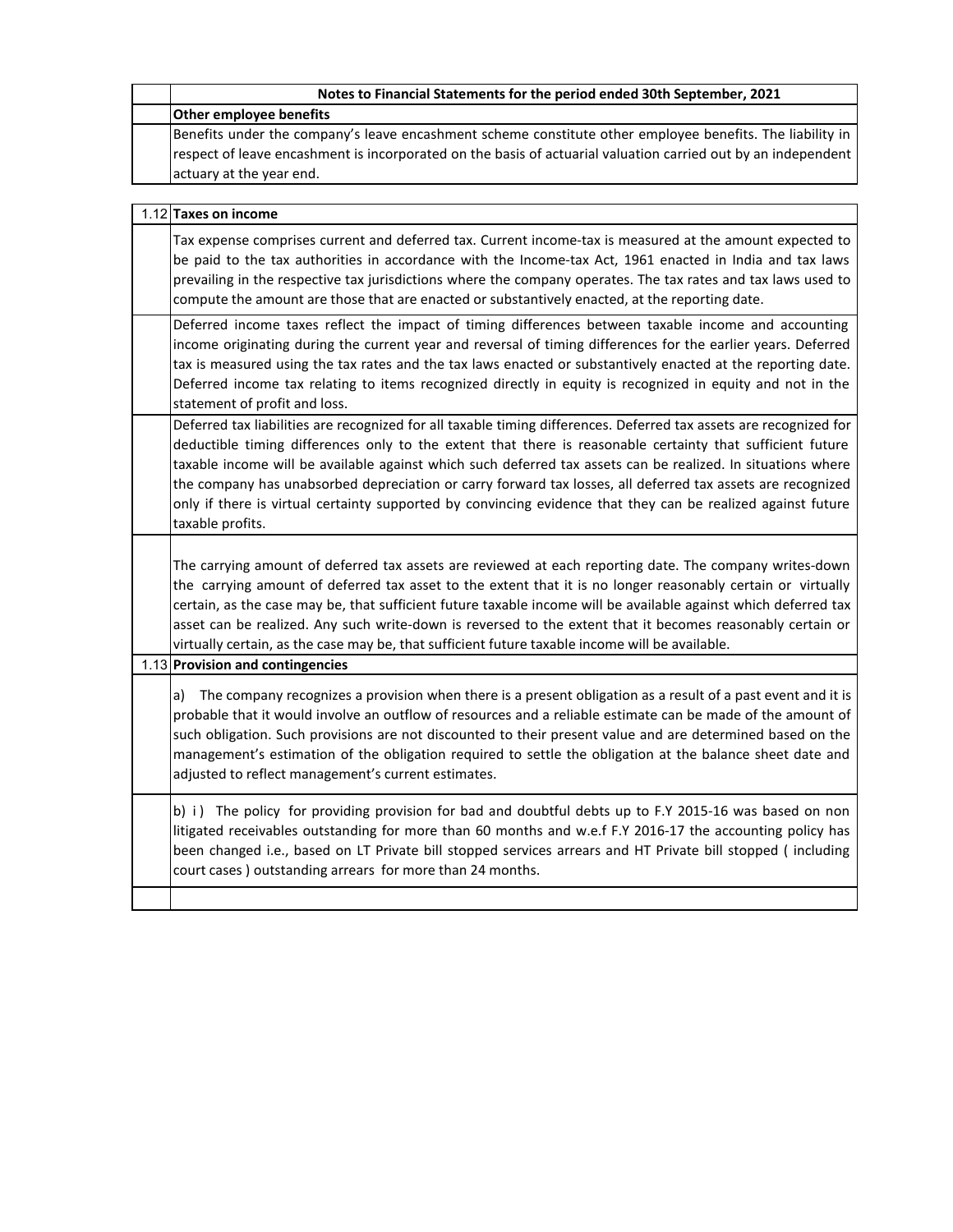**Notes to Financial Statements for the period ended 30th September, 2021**

**Other employee benefits**

Benefits under the company's leave encashment scheme constitute other employee benefits. The liability in respect of leave encashment is incorporated on the basis of actuarial valuation carried out by an independent actuary at the year end.

**1.12 Taxes on income**

Tax expense comprises current and deferred tax. Current income-tax is measured at the amount expected to be paid to the tax authorities in accordance with the Income-tax Act, 1961 enacted in India and tax laws prevailing in the respective tax jurisdictions where the company operates. The tax rates and tax laws used to compute the amount are those that are enacted or substantively enacted, at the reporting date.

Deferred income taxes reflect the impact of timing differences between taxable income and accounting income originating during the current year and reversal of timing differences for the earlier years. Deferred tax is measured using the tax rates and the tax laws enacted or substantively enacted at the reporting date. Deferred income tax relating to items recognized directly in equity is recognized in equity and not in the statement of profit and loss.

Deferred tax liabilities are recognized for all taxable timing differences. Deferred tax assets are recognized for deductible timing differences only to the extent that there is reasonable certainty that sufficient future taxable income will be available against which such deferred tax assets can be realized. In situations where the company has unabsorbed depreciation or carry forward tax losses, all deferred tax assets are recognized only if there is virtual certainty supported by convincing evidence that they can be realized against future taxable profits.

The carrying amount of deferred tax assets are reviewed at each reporting date. The company writes-down the carrying amount of deferred tax asset to the extent that it is no longer reasonably certain or virtually certain, as the case may be, that sufficient future taxable income will be available against which deferred tax asset can be realized. Any such write-down is reversed to the extent that it becomes reasonably certain or virtually certain, as the case may be, that sufficient future taxable income will be available.

**1.13 Provision and contingencies**

a) The company recognizes a provision when there is a present obligation as a result of a past event and it is probable that it would involve an outflow of resources and a reliable estimate can be made of the amount of such obligation. Such provisions are not discounted to their present value and are determined based on the management's estimation of the obligation required to settle the obligation at the balance sheet date and adjusted to reflect management's current estimates.

b) i ) The policy for providing provision for bad and doubtful debts up to F.Y 2015-16 was based on non litigated receivables outstanding for more than 60 months and w.e.f F.Y 2016-17 the accounting policy has been changed i.e., based on LT Private bill stopped services arrears and HT Private bill stopped ( including court cases ) outstanding arrears for more than 24 months.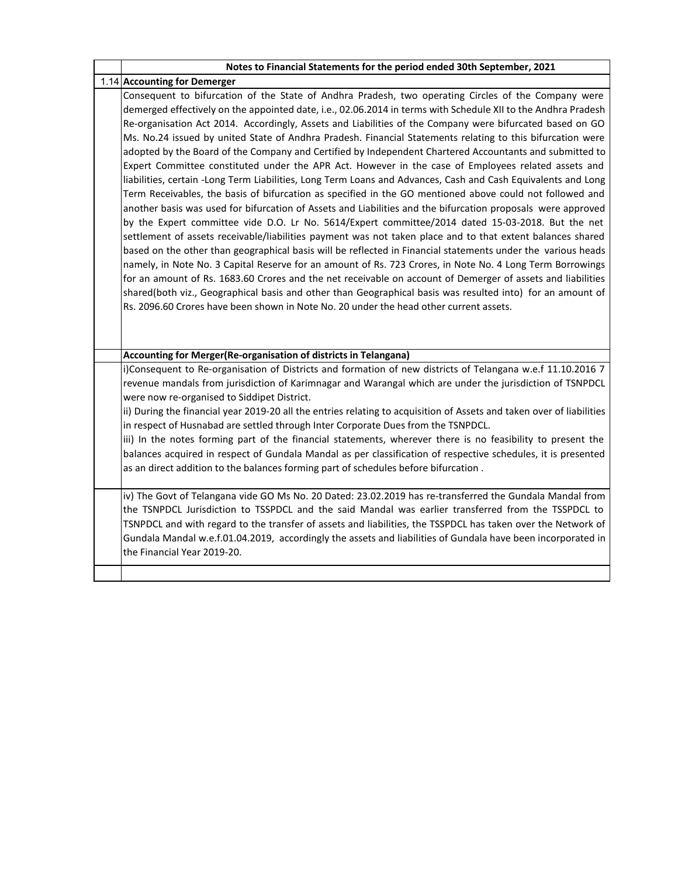**Notes to Financial Statements for the period ended 30th September, 2021**

## 1.14 Accounting for Demerger

Consequent to bifurcation of the State of Andhra Pradesh, two operating Circles of the Company were demerged effectively on the appointed date, i.e., 02.06.2014 in terms with Schedule XII to the Andhra Pradesh Re-organisation Act 2014. Accordingly, Assets and Liabilities of the Company were bifurcated based on GO Ms. No.24 issued by united State of Andhra Pradesh. Financial Statements relating to this bifurcation were adopted by the Board of the Company and Certified by Independent Chartered Accountants and submitted to Expert Committee constituted under the APR Act. However in the case of Employees related assets and liabilities, certain -Long Term Liabilities, Long Term Loans and Advances, Cash and Cash Equivalents and Long Term Receivables, the basis of bifurcation as specified in the GO mentioned above could not followed and another basis was used for bifurcation of Assets and Liabilities and the bifurcation proposals were approved by the Expert committee vide D.O. Lr No. 5614/Expert committee/2014 dated 15-03-2018. But the net settlement of assets receivable/liabilities payment was not taken place and to that extent balances shared based on the other than geographical basis will be reflected in Financial statements under the various heads namely, in Note No. 3 Capital Reserve for an amount of Rs. 723 Crores, in Note No. 4 Long Term Borrowings for an amount of Rs. 1683.60 Crores and the net receivable on account of Demerger of assets and liabilities shared(both viz., Geographical basis and other than Geographical basis was resulted into) for an amount of Rs. 2096.60 Crores have been shown in Note No. 20 under the head other current assets.

## Accounting for Merger(Re-organisation of districts in Telangana)

i)Consequent to Re-organisation of Districts and formation of new districts of Telangana w.e.f 11.10.2016 7 revenue mandals from jurisdiction of Karimnagar and Warangal which are under the jurisdiction of TSNPDCL were now re-organised to Siddipet District.

ii) During the financial year 2019-20 all the entries relating to acquisition of Assets and taken over of liabilities in respect of Husnabad are settled through Inter Corporate Dues from the TSNPDCL.

iii) In the notes forming part of the financial statements, wherever there is no feasibility to present the balances acquired in respect of Gundala Mandal as per classification of respective schedules, it is presented as an direct addition to the balances forming part of schedules before bifurcation .

iv) The Govt of Telangana vide GO Ms No. 20 Dated: 23.02.2019 has re-transferred the Gundala Mandal from the TSNPDCL Jurisdiction to TSSPDCL and the said Mandal was earlier transferred from the TSSPDCL to TSNPDCL and with regard to the transfer of assets and liabilities, the TSSPDCL has taken over the Network of Gundala Mandal w.e.f.01.04.2019, accordingly the assets and liabilities of Gundala have been incorporated in the Financial Year 2019-20.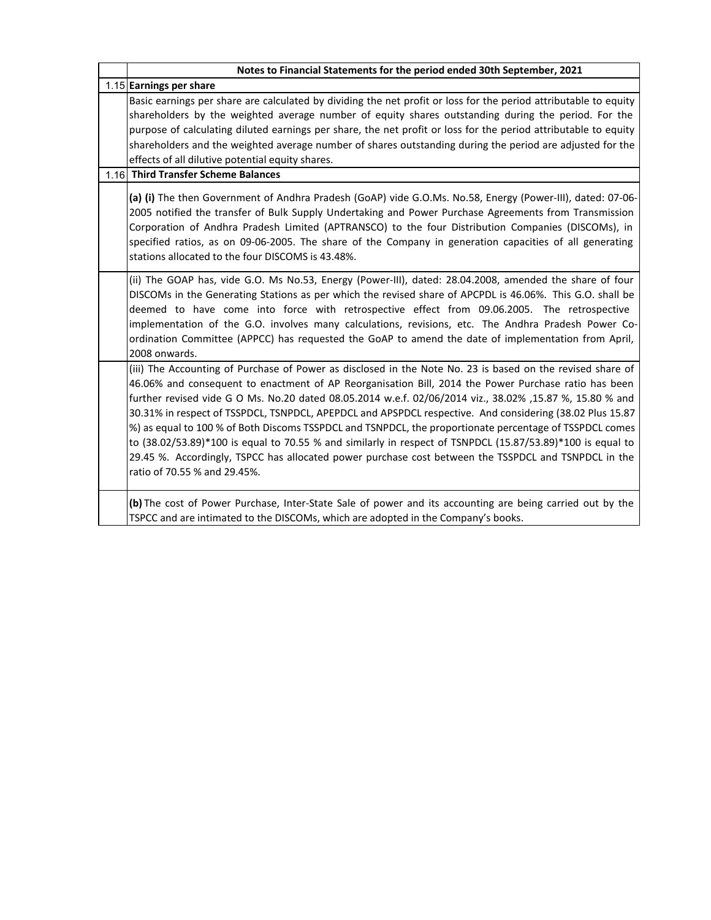## Notes to Financial Statements for the period ended 30th September, 2021

### 1.15 Earnings per share

Basic earnings per share are calculated by dividing the net profit or loss for the period attributable to equity shareholders by the weighted average number of equity shares outstanding during the period. For the purpose of calculating diluted earnings per share, the net profit or loss for the period attributable to equity shareholders and the weighted average number of shares outstanding during the period are adjusted for the effects of all dilutive potential equity shares.

### 1.16 Third Transfer Scheme Balances

**(a) (i)** The then Government of Andhra Pradesh (GoAP) vide G.O.Ms. No.58, Energy (Power-III), dated: 07-06-2005 notified the transfer of Bulk Supply Undertaking and Power Purchase Agreements from Transmission Corporation of Andhra Pradesh Limited (APTRANSCO) to the four Distribution Companies (DISCOMs), in specified ratios, as on 09-06-2005. The share of the Company in generation capacities of all generating stations allocated to the four DISCOMS is 43.48%.

(ii) The GOAP has, vide G.O. Ms No.53, Energy (Power-III), dated: 28.04.2008, amended the share of four DISCOMs in the Generating Stations as per which the revised share of APCPDL is 46.06%. This G.O. shall be deemed to have come into force with retrospective effect from 09.06.2005. The retrospective implementation of the G.O. involves many calculations, revisions, etc. The Andhra Pradesh Power Co-ordination Committee (APPCC) has requested the GoAP to amend the date of implementation from April, 2008 onwards.

(iii) The Accounting of Purchase of Power as disclosed in the Note No. 23 is based on the revised share of 46.06% and consequent to enactment of AP Reorganisation Bill, 2014 the Power Purchase ratio has been further revised vide G O Ms. No.20 dated 08.05.2014 w.e.f. 02/06/2014 viz., 38.02% ,15.87 %, 15.80 % and 30.31% in respect of TSSPDCL, TSNPDCL, APEPDCL and APSPDCL respective. And considering (38.02 Plus 15.87 %) as equal to 100 % of Both Discoms TSSPDCL and TSNPDCL, the proportionate percentage of TSSPDCL comes to (38.02/53.89)*100 is equal to 70.55 % and similarly in respect of TSNPDCL (15.87/53.89)*100 is equal to 29.45 %. Accordingly, TSPCC has allocated power purchase cost between the TSSPDCL and TSNPDCL in the ratio of 70.55 % and 29.45%.

**(b)** The cost of Power Purchase, Inter-State Sale of power and its accounting are being carried out by the TSPCC and are intimated to the DISCOMs, which are adopted in the Company's books.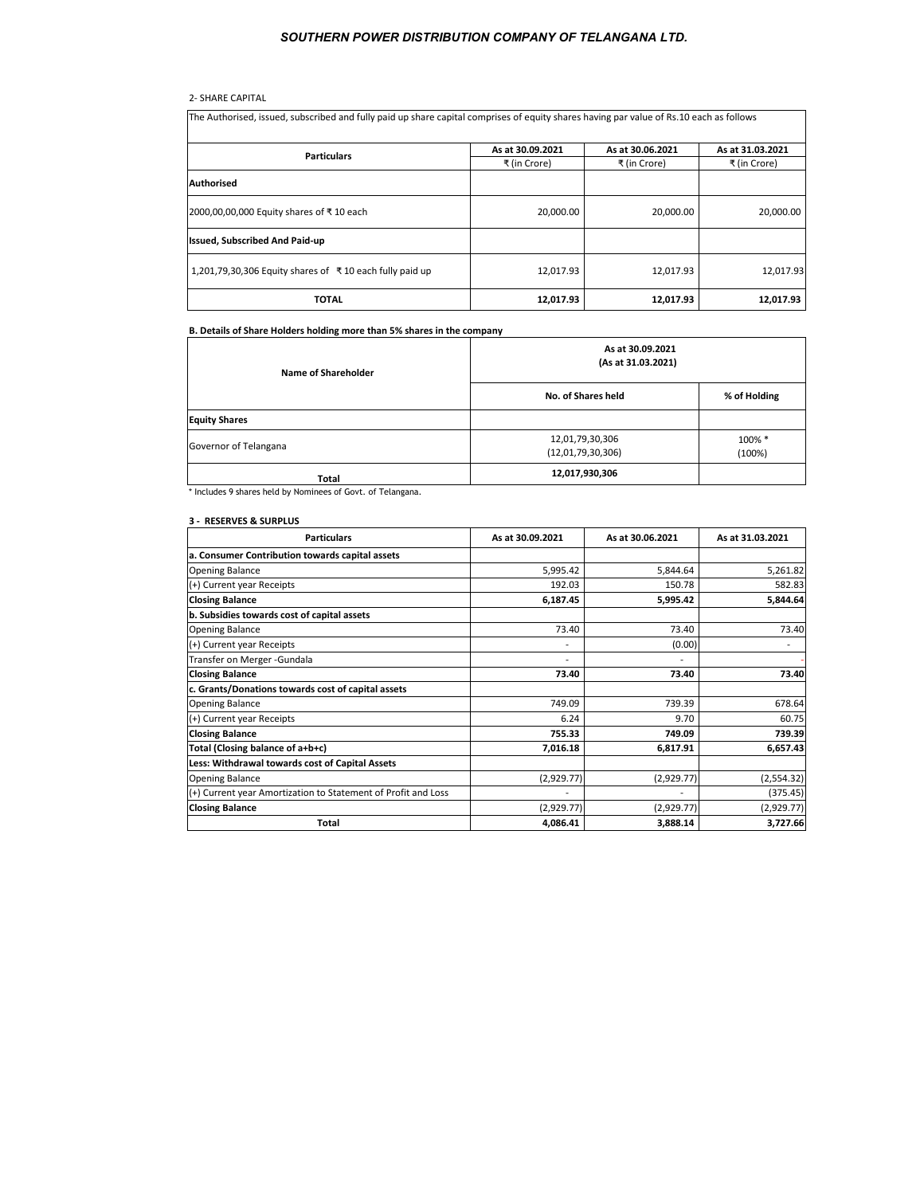2- SHARE CAPITAL

| The Authorised, issued, subscribed and fully paid up share capital comprises of equity shares having par value of Rs.10 each as follows | | | |
|---|---|---|---|
| **Particulars** | **As at 30.09.2021** | **As at 30.06.2021** | **As at 31.03.2021** |
| | ₹ (in Crore) | ₹ (in Crore) | ₹ (in Crore) |
| **Authorised** | | | |
| 2000,00,00,000 Equity shares of ₹ 10 each | 20,000.00 | 20,000.00 | 20,000.00 |
| **Issued, Subscribed And Paid-up** | | | |
| 1,201,79,30,306 Equity shares of ₹ 10 each fully paid up | 12,017.93 | 12,017.93 | 12,017.93 |
| **TOTAL** | **12,017.93** | **12,017.93** | **12,017.93** |

**B. Details of Share Holders holding more than 5% shares in the company**

| **Name of Shareholder** | **As at 30.09.2021 (As at 31.03.2021)** | |
|---|---|---|
| | **No. of Shares held** | **% of Holding** |
| **Equity Shares** | | |
| Governor of Telangana | 12,01,79,30,306 (12,01,79,30,306) | 100% * (100%) |
| **Total** | **12,017,930,306** | |

* Includes 9 shares held by Nominees of Govt. of Telangana.

**3 - RESERVES & SURPLUS**

| **Particulars** | **As at 30.09.2021** | **As at 30.06.2021** | **As at 31.03.2021** |
|---|---|---|---|
| **a. Consumer Contribution towards capital assets** | | | |
| Opening Balance | 5,995.42 | 5,844.64 | 5,261.82 |
| (+) Current year Receipts | 192.03 | 150.78 | 582.83 |
| **Closing Balance** | **6,187.45** | **5,995.42** | **5,844.64** |
| **b. Subsidies towards cost of capital assets** | | | |
| Opening Balance | 73.40 | 73.40 | 73.40 |
| (+) Current year Receipts | - | (0.00) | - |
| Transfer on Merger -Gundala | - | - | - |
| **Closing Balance** | **73.40** | **73.40** | **73.40** |
| **c. Grants/Donations towards cost of capital assets** | | | |
| Opening Balance | 749.09 | 739.39 | 678.64 |
| (+) Current year Receipts | 6.24 | 9.70 | 60.75 |
| **Closing Balance** | **755.33** | **749.09** | **739.39** |
| **Total (Closing balance of a+b+c)** | **7,016.18** | **6,817.91** | **6,657.43** |
| **Less: Withdrawal towards cost of Capital Assets** | | | |
| Opening Balance | (2,929.77) | (2,929.77) | (2,554.32) |
| (+) Current year Amortization to Statement of Profit and Loss | - | - | (375.45) |
| **Closing Balance** | (2,929.77) | (2,929.77) | (2,929.77) |
| **Total** | **4,086.41** | **3,888.14** | **3,727.66** |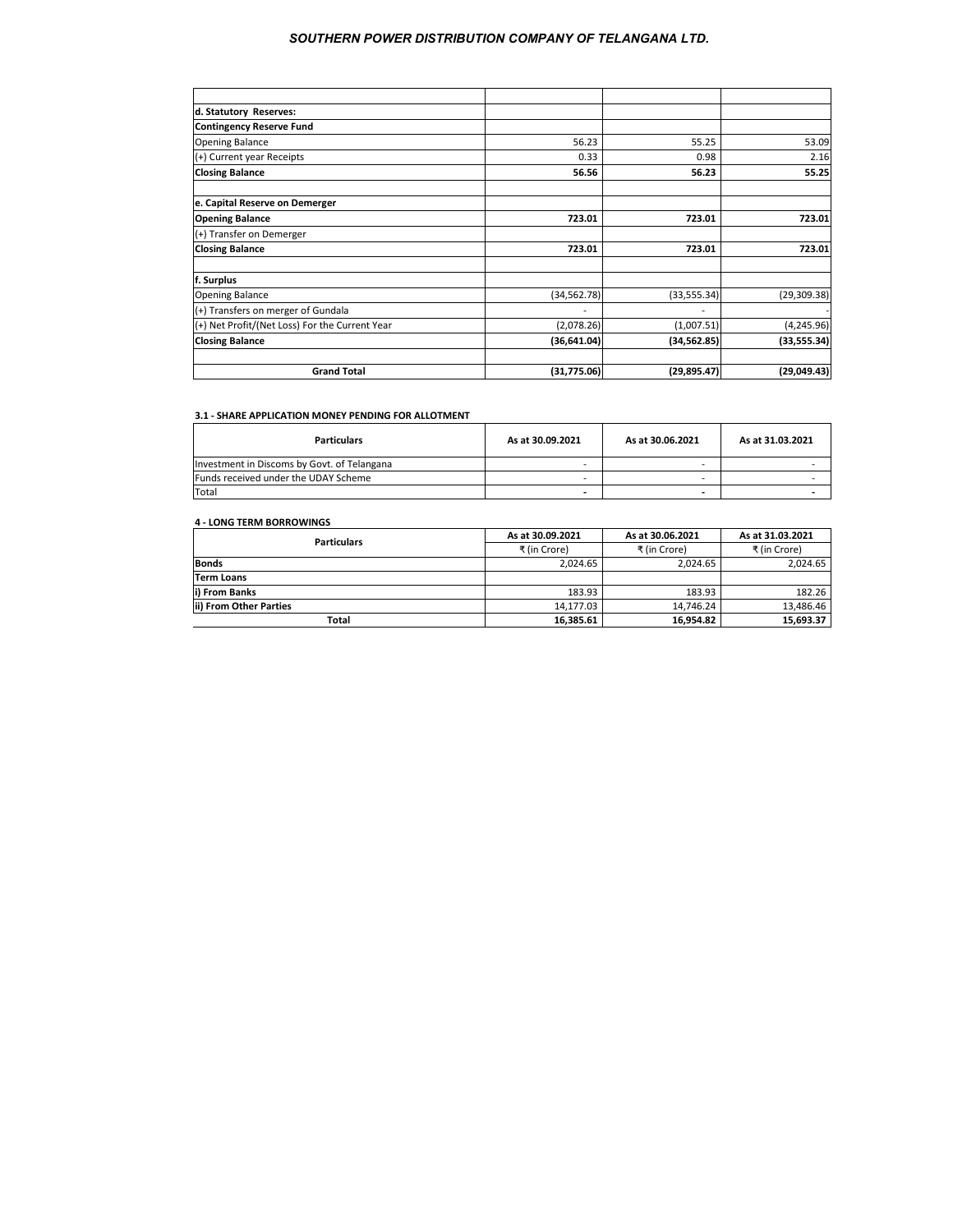| | | | |
|---|---|---|---|
| **d. Statutory Reserves:** | | | |
| **Contingency Reserve Fund** | | | |
| Opening Balance | 56.23 | 55.25 | 53.09 |
| (+) Current year Receipts | 0.33 | 0.98 | 2.16 |
| **Closing Balance** | **56.56** | **56.23** | **55.25** |
| | | | |
| **e. Capital Reserve on Demerger** | | | |
| **Opening Balance** | **723.01** | **723.01** | **723.01** |
| (+) Transfer on Demerger | | | |
| **Closing Balance** | **723.01** | **723.01** | **723.01** |
| | | | |
| **f. Surplus** | | | |
| Opening Balance | (34,562.78) | (33,555.34) | (29,309.38) |
| (+) Transfers on merger of Gundala | - | - | - |
| (+) Net Profit/(Net Loss) For the Current Year | (2,078.26) | (1,007.51) | (4,245.96) |
| **Closing Balance** | **(36,641.04)** | **(34,562.85)** | **(33,555.34)** |
| | | | |
| **Grand Total** | **(31,775.06)** | **(29,895.47)** | **(29,049.43)** |

**3.1 - SHARE APPLICATION MONEY PENDING FOR ALLOTMENT**

| Particulars | As at 30.09.2021 | As at 30.06.2021 | As at 31.03.2021 |
|---|---|---|---|
| Investment in Discoms by Govt. of Telangana | - | - | - |
| Funds received under the UDAY Scheme | - | - | - |
| Total | - | - | - |

**4 - LONG TERM BORROWINGS**

| Particulars | As at 30.09.2021 | As at 30.06.2021 | As at 31.03.2021 |
|---|---|---|---|
| | ₹ (in Crore) | ₹ (in Crore) | ₹ (in Crore) |
| **Bonds** | 2,024.65 | 2,024.65 | 2,024.65 |
| **Term Loans** | | | |
| **i) From Banks** | 183.93 | 183.93 | 182.26 |
| **ii) From Other Parties** | 14,177.03 | 14,746.24 | 13,486.46 |
| **Total** | **16,385.61** | **16,954.82** | **15,693.37** |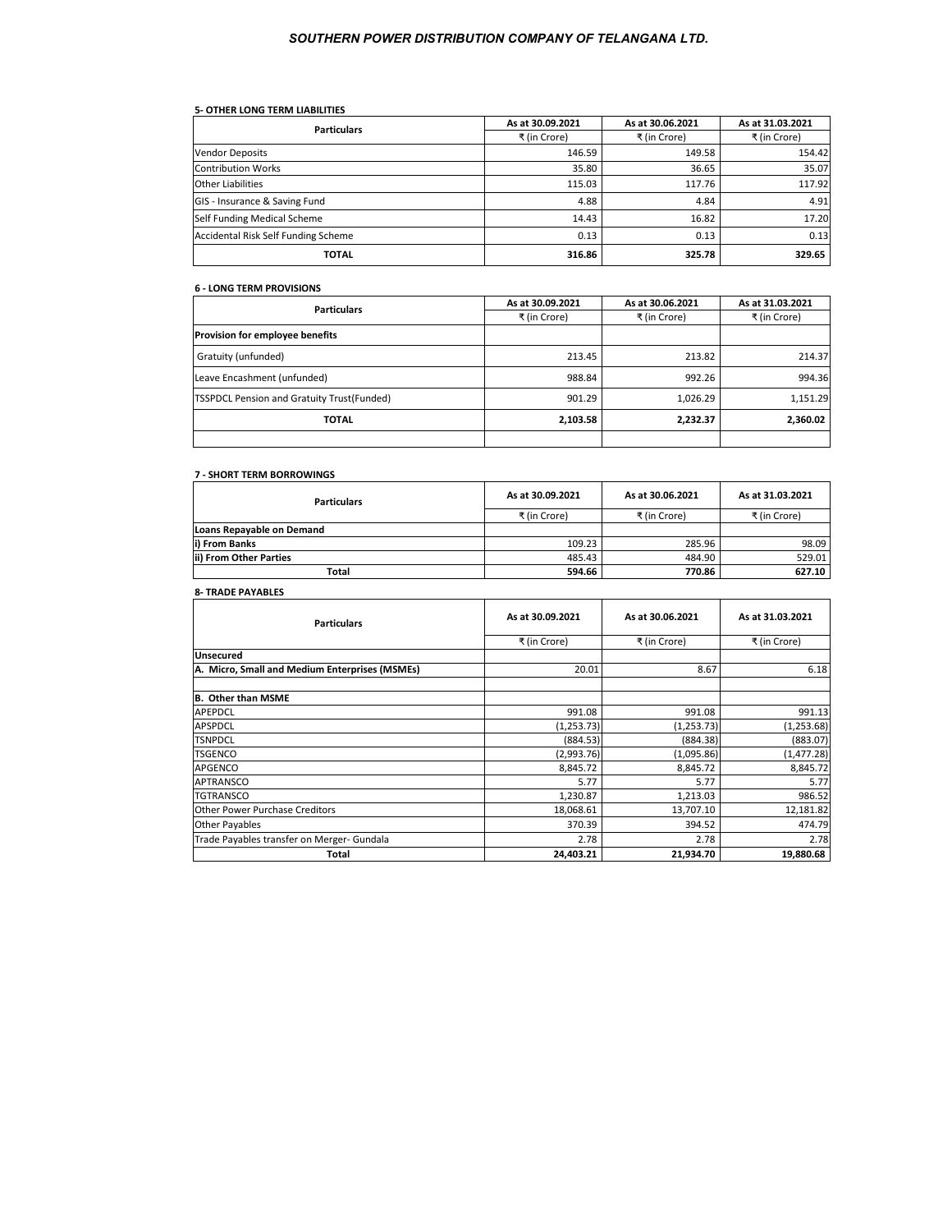### 5- OTHER LONG TERM LIABILITIES

| Particulars | As at 30.09.2021 | As at 30.06.2021 | As at 31.03.2021 |
|---|---|---|---|
| | ₹ (in Crore) | ₹ (in Crore) | ₹ (in Crore) |
| Vendor Deposits | 146.59 | 149.58 | 154.42 |
| Contribution Works | 35.80 | 36.65 | 35.07 |
| Other Liabilities | 115.03 | 117.76 | 117.92 |
| GIS - Insurance & Saving Fund | 4.88 | 4.84 | 4.91 |
| Self Funding Medical Scheme | 14.43 | 16.82 | 17.20 |
| Accidental Risk Self Funding Scheme | 0.13 | 0.13 | 0.13 |
| **TOTAL** | **316.86** | **325.78** | **329.65** |

### 6 - LONG TERM PROVISIONS

| Particulars | As at 30.09.2021 | As at 30.06.2021 | As at 31.03.2021 |
|---|---|---|---|
| | ₹ (in Crore) | ₹ (in Crore) | ₹ (in Crore) |
| **Provision for employee benefits** | | | |
| Gratuity (unfunded) | 213.45 | 213.82 | 214.37 |
| Leave Encashment (unfunded) | 988.84 | 992.26 | 994.36 |
| TSSPDCL Pension and Gratuity Trust(Funded) | 901.29 | 1,026.29 | 1,151.29 |
| **TOTAL** | **2,103.58** | **2,232.37** | **2,360.02** |
| | | | |

### 7 - SHORT TERM BORROWINGS

| Particulars | As at 30.09.2021 | As at 30.06.2021 | As at 31.03.2021 |
|---|---|---|---|
| | ₹ (in Crore) | ₹ (in Crore) | ₹ (in Crore) |
| **Loans Repayable on Demand** | | | |
| **i) From Banks** | 109.23 | 285.96 | 98.09 |
| **ii) From Other Parties** | 485.43 | 484.90 | 529.01 |
| **Total** | **594.66** | **770.86** | **627.10** |

### 8- TRADE PAYABLES

| Particulars | As at 30.09.2021 | As at 30.06.2021 | As at 31.03.2021 |
|---|---|---|---|
| | ₹ (in Crore) | ₹ (in Crore) | ₹ (in Crore) |
| **Unsecured** | | | |
| **A. Micro, Small and Medium Enterprises (MSMEs)** | 20.01 | 8.67 | 6.18 |
| | | | |
| **B. Other than MSME** | | | |
| APEPDCL | 991.08 | 991.08 | 991.13 |
| APSPDCL | (1,253.73) | (1,253.73) | (1,253.68) |
| TSNPDCL | (884.53) | (884.38) | (883.07) |
| TSGENCO | (2,993.76) | (1,095.86) | (1,477.28) |
| APGENCO | 8,845.72 | 8,845.72 | 8,845.72 |
| APTRANSCO | 5.77 | 5.77 | 5.77 |
| TGTRANSCO | 1,230.87 | 1,213.03 | 986.52 |
| Other Power Purchase Creditors | 18,068.61 | 13,707.10 | 12,181.82 |
| Other Payables | 370.39 | 394.52 | 474.79 |
| Trade Payables transfer on Merger- Gundala | 2.78 | 2.78 | 2.78 |
| **Total** | **24,403.21** | **21,934.70** | **19,880.68** |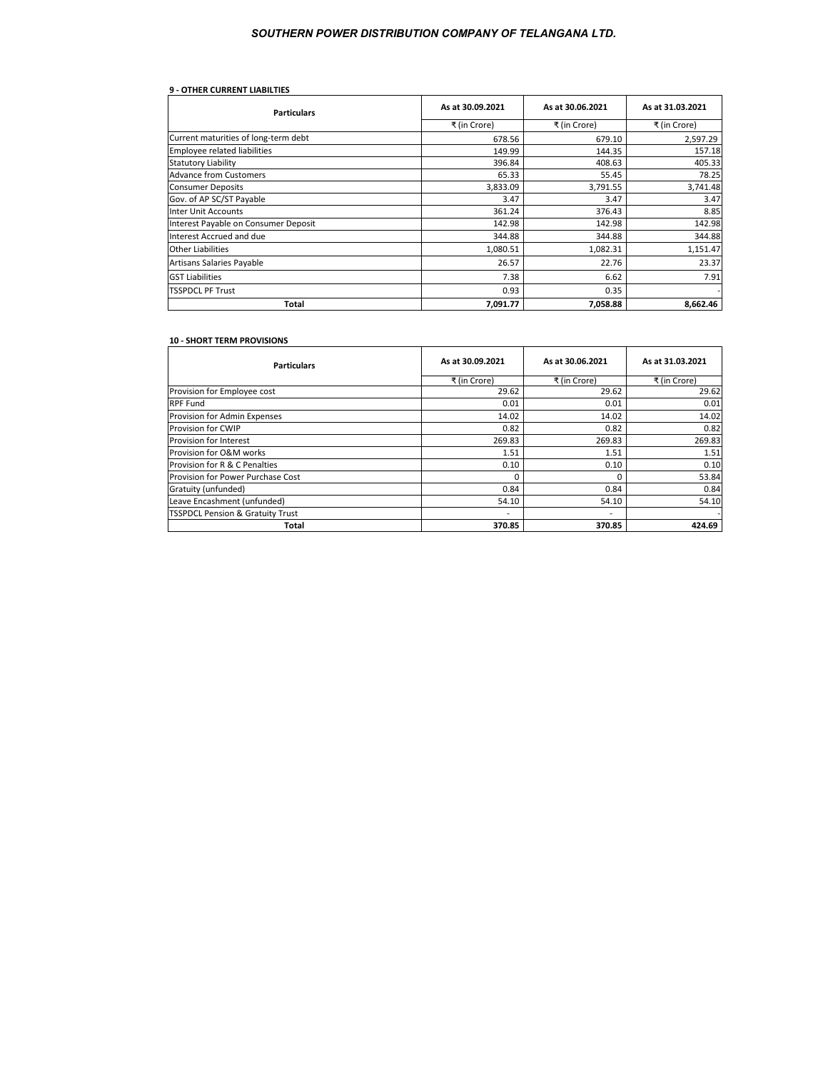# SOUTHERN POWER DISTRIBUTION COMPANY OF TELANGANA LTD.

**9 - OTHER CURRENT LIABILTIES**

| Particulars | As at 30.09.2021 | As at 30.06.2021 | As at 31.03.2021 |
|---|---|---|---|
| | ₹ (in Crore) | ₹ (in Crore) | ₹ (in Crore) |
| Current maturities of long-term debt | 678.56 | 679.10 | 2,597.29 |
| Employee related liabilities | 149.99 | 144.35 | 157.18 |
| Statutory Liability | 396.84 | 408.63 | 405.33 |
| Advance from Customers | 65.33 | 55.45 | 78.25 |
| Consumer Deposits | 3,833.09 | 3,791.55 | 3,741.48 |
| Gov. of AP SC/ST Payable | 3.47 | 3.47 | 3.47 |
| Inter Unit Accounts | 361.24 | 376.43 | 8.85 |
| Interest Payable on Consumer Deposit | 142.98 | 142.98 | 142.98 |
| Interest Accrued and due | 344.88 | 344.88 | 344.88 |
| Other Liabilities | 1,080.51 | 1,082.31 | 1,151.47 |
| Artisans Salaries Payable | 26.57 | 22.76 | 23.37 |
| GST Liabilities | 7.38 | 6.62 | 7.91 |
| TSSPDCL PF Trust | 0.93 | 0.35 | - |
| **Total** | **7,091.77** | **7,058.88** | **8,662.46** |

**10 - SHORT TERM PROVISIONS**

| Particulars | As at 30.09.2021 | As at 30.06.2021 | As at 31.03.2021 |
|---|---|---|---|
| | ₹ (in Crore) | ₹ (in Crore) | ₹ (in Crore) |
| Provision for Employee cost | 29.62 | 29.62 | 29.62 |
| RPF Fund | 0.01 | 0.01 | 0.01 |
| Provision for Admin Expenses | 14.02 | 14.02 | 14.02 |
| Provision for CWIP | 0.82 | 0.82 | 0.82 |
| Provision for Interest | 269.83 | 269.83 | 269.83 |
| Provision for O&M works | 1.51 | 1.51 | 1.51 |
| Provision for R & C Penalties | 0.10 | 0.10 | 0.10 |
| Provision for Power Purchase Cost | 0 | 0 | 53.84 |
| Gratuity (unfunded) | 0.84 | 0.84 | 0.84 |
| Leave Encashment (unfunded) | 54.10 | 54.10 | 54.10 |
| TSSPDCL Pension & Gratuity Trust | - | - | - |
| **Total** | **370.85** | **370.85** | **424.69** |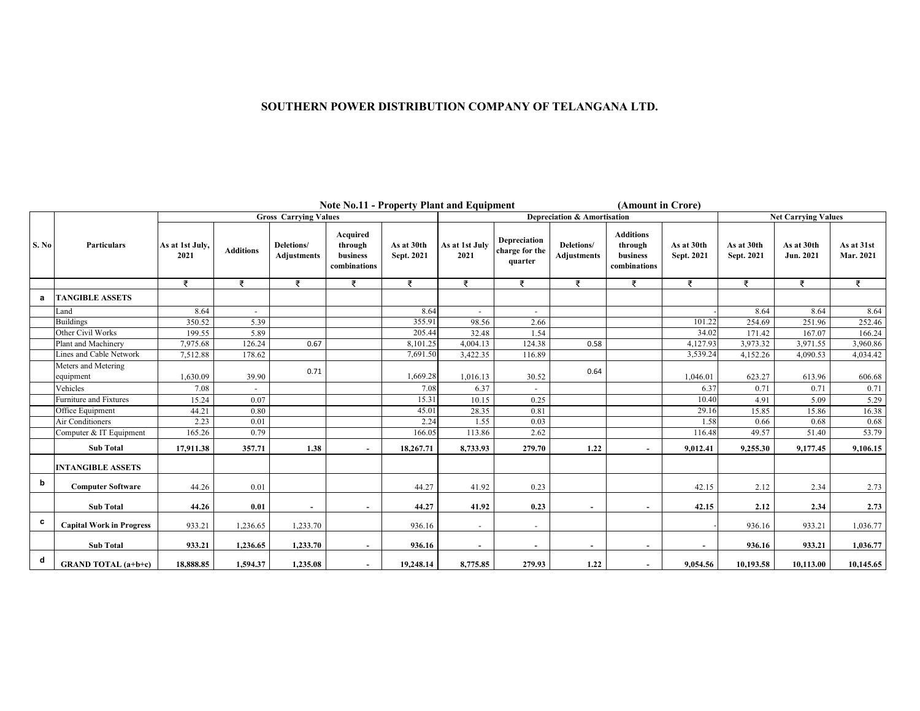# SOUTHERN POWER DISTRIBUTION COMPANY OF TELANGANA LTD.

## Note No.11 - Property Plant and Equipment

(Amount in Crore)

| S. No | Particulars | Gross Carrying Values | | | | | Depreciation & Amortisation | | | | | Net Carrying Values | | |
|---|---|---|---|---|---|---|---|---|---|---|---|---|---|---|
| | | As at 1st July, 2021 | Additions | Deletions/ Adjustments | Acquired through business combinations | As at 30th Sept. 2021 | As at 1st July 2021 | Depreciation charge for the quarter | Deletions/ Adjustments | Additions through business combinations | As at 30th Sept. 2021 | As at 30th Sept. 2021 | As at 30th Jun. 2021 | As at 31st Mar. 2021 |
| | | ₹ | ₹ | ₹ | ₹ | ₹ | ₹ | ₹ | ₹ | ₹ | ₹ | ₹ | ₹ | ₹ |
| a | **TANGIBLE ASSETS** | | | | | | | | | | | | | |
| | Land | 8.64 | - | | | 8.64 | - | - | | | - | 8.64 | 8.64 | 8.64 |
| | Buildings | 350.52 | 5.39 | | | 355.91 | 98.56 | 2.66 | | | 101.22 | 254.69 | 251.96 | 252.46 |
| | Other Civil Works | 199.55 | 5.89 | | | 205.44 | 32.48 | 1.54 | | | 34.02 | 171.42 | 167.07 | 166.24 |
| | Plant and Machinery | 7,975.68 | 126.24 | 0.67 | | 8,101.25 | 4,004.13 | 124.38 | 0.58 | | 4,127.93 | 3,973.32 | 3,971.55 | 3,960.86 |
| | Lines and Cable Network | 7,512.88 | 178.62 | | | 7,691.50 | 3,422.35 | 116.89 | | | 3,539.24 | 4,152.26 | 4,090.53 | 4,034.42 |
| | Meters and Metering equipment | 1,630.09 | 39.90 | 0.71 | | 1,669.28 | 1,016.13 | 30.52 | 0.64 | | 1,046.01 | 623.27 | 613.96 | 606.68 |
| | Vehicles | 7.08 | - | | | 7.08 | 6.37 | - | | | 6.37 | 0.71 | 0.71 | 0.71 |
| | Furniture and Fixtures | 15.24 | 0.07 | | | 15.31 | 10.15 | 0.25 | | | 10.40 | 4.91 | 5.09 | 5.29 |
| | Office Equipment | 44.21 | 0.80 | | | 45.01 | 28.35 | 0.81 | | | 29.16 | 15.85 | 15.86 | 16.38 |
| | Air Conditioners | 2.23 | 0.01 | | | 2.24 | 1.55 | 0.03 | | | 1.58 | 0.66 | 0.68 | 0.68 |
| | Computer & IT Equipment | 165.26 | 0.79 | | | 166.05 | 113.86 | 2.62 | | | 116.48 | 49.57 | 51.40 | 53.79 |
| | **Sub Total** | **17,911.38** | **357.71** | **1.38** | **-** | **18,267.71** | **8,733.93** | **279.70** | **1.22** | **-** | **9,012.41** | **9,255.30** | **9,177.45** | **9,106.15** |
| | **INTANGIBLE ASSETS** | | | | | | | | | | | | | |
| b | **Computer Software** | 44.26 | 0.01 | | | 44.27 | 41.92 | 0.23 | | | 42.15 | 2.12 | 2.34 | 2.73 |
| | **Sub Total** | **44.26** | **0.01** | **-** | **-** | **44.27** | **41.92** | **0.23** | **-** | **-** | **42.15** | **2.12** | **2.34** | **2.73** |
| c | **Capital Work in Progress** | 933.21 | 1,236.65 | 1,233.70 | | 936.16 | - | - | | | - | 936.16 | 933.21 | 1,036.77 |
| | **Sub Total** | **933.21** | **1,236.65** | **1,233.70** | **-** | **936.16** | **-** | **-** | **-** | **-** | **-** | **936.16** | **933.21** | **1,036.77** |
| d | **GRAND TOTAL (a+b+c)** | **18,888.85** | **1,594.37** | **1,235.08** | **-** | **19,248.14** | **8,775.85** | **279.93** | **1.22** | **-** | **9,054.56** | **10,193.58** | **10,113.00** | **10,145.65** |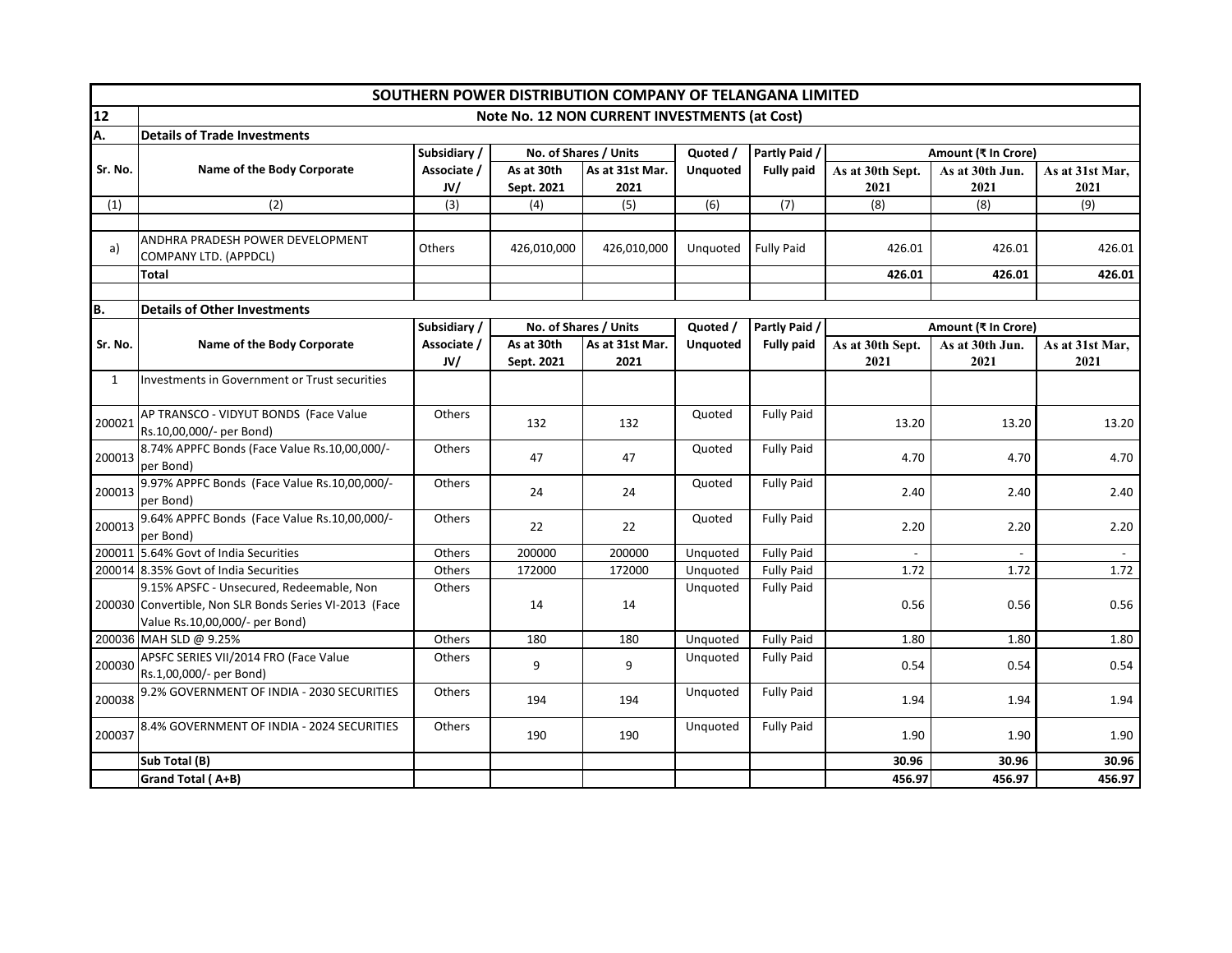# SOUTHERN POWER DISTRIBUTION COMPANY OF TELANGANA LIMITED

## 12 Note No. 12 NON CURRENT INVESTMENTS (at Cost)

### A. Details of Trade Investments

| Sr. No. | Name of the Body Corporate | Subsidiary / Associate / JV/ | No. of Shares / Units | | Quoted / Unquoted | Partly Paid / Fully paid | Amount (₹ In Crore) | | |
|---|---|---|---|---|---|---|---|---|---|
| | | | As at 30th Sept. 2021 | As at 31st Mar. 2021 | | | As at 30th Sept. 2021 | As at 30th Jun. 2021 | As at 31st Mar, 2021 |
| (1) | (2) | (3) | (4) | (5) | (6) | (7) | (8) | (8) | (9) |
| a) | ANDHRA PRADESH POWER DEVELOPMENT COMPANY LTD. (APPDCL) | Others | 426,010,000 | 426,010,000 | Unquoted | Fully Paid | 426.01 | 426.01 | 426.01 |
| | **Total** | | | | | | **426.01** | **426.01** | **426.01** |

### B. Details of Other Investments

| Sr. No. | Name of the Body Corporate | Subsidiary / Associate / JV/ | No. of Shares / Units | | Quoted / Unquoted | Partly Paid / Fully paid | Amount (₹ In Crore) | | |
|---|---|---|---|---|---|---|---|---|---|
| | | | As at 30th Sept. 2021 | As at 31st Mar. 2021 | | | As at 30th Sept. 2021 | As at 30th Jun. 2021 | As at 31st Mar, 2021 |
| 1 | Investments in Government or Trust securities | | | | | | | | |
| 200021 | AP TRANSCO - VIDYUT BONDS (Face Value Rs.10,00,000/- per Bond) | Others | 132 | 132 | Quoted | Fully Paid | 13.20 | 13.20 | 13.20 |
| 200013 | 8.74% APPFC Bonds (Face Value Rs.10,00,000/- per Bond) | Others | 47 | 47 | Quoted | Fully Paid | 4.70 | 4.70 | 4.70 |
| 200013 | 9.97% APPFC Bonds (Face Value Rs.10,00,000/- per Bond) | Others | 24 | 24 | Quoted | Fully Paid | 2.40 | 2.40 | 2.40 |
| 200013 | 9.64% APPFC Bonds (Face Value Rs.10,00,000/- per Bond) | Others | 22 | 22 | Quoted | Fully Paid | 2.20 | 2.20 | 2.20 |
| 200011 | 5.64% Govt of India Securities | Others | 200000 | 200000 | Unquoted | Fully Paid | - | - | - |
| 200014 | 8.35% Govt of India Securities | Others | 172000 | 172000 | Unquoted | Fully Paid | 1.72 | 1.72 | 1.72 |
| 200030 | 9.15% APSFC - Unsecured, Redeemable, Non Convertible, Non SLR Bonds Series VI-2013 (Face Value Rs.10,00,000/- per Bond) | Others | 14 | 14 | Unquoted | Fully Paid | 0.56 | 0.56 | 0.56 |
| 200036 | MAH SLD @ 9.25% | Others | 180 | 180 | Unquoted | Fully Paid | 1.80 | 1.80 | 1.80 |
| 200030 | APSFC SERIES VII/2014 FRO (Face Value Rs.1,00,000/- per Bond) | Others | 9 | 9 | Unquoted | Fully Paid | 0.54 | 0.54 | 0.54 |
| 200038 | 9.2% GOVERNMENT OF INDIA - 2030 SECURITIES | Others | 194 | 194 | Unquoted | Fully Paid | 1.94 | 1.94 | 1.94 |
| 200037 | 8.4% GOVERNMENT OF INDIA - 2024 SECURITIES | Others | 190 | 190 | Unquoted | Fully Paid | 1.90 | 1.90 | 1.90 |
| | **Sub Total (B)** | | | | | | **30.96** | **30.96** | **30.96** |
| | **Grand Total ( A+B)** | | | | | | **456.97** | **456.97** | **456.97** |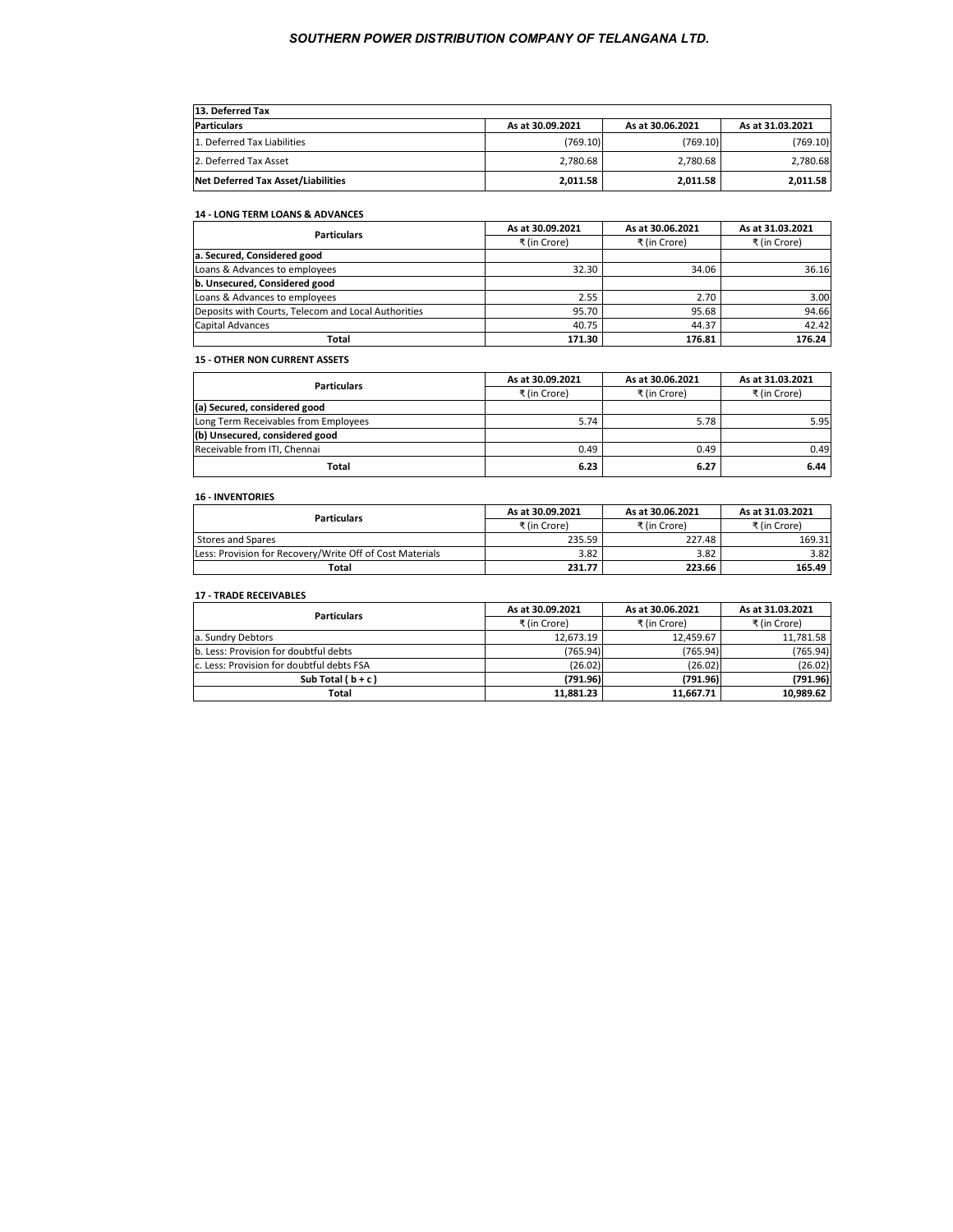## 13. Deferred Tax

| Particulars | As at 30.09.2021 | As at 30.06.2021 | As at 31.03.2021 |
|---|---|---|---|
| 1. Deferred Tax Liabilities | (769.10) | (769.10) | (769.10) |
| 2. Deferred Tax Asset | 2,780.68 | 2,780.68 | 2,780.68 |
| **Net Deferred Tax Asset/Liabilities** | **2,011.58** | **2,011.58** | **2,011.58** |

## 14 - LONG TERM LOANS & ADVANCES

| Particulars | As at 30.09.2021 | As at 30.06.2021 | As at 31.03.2021 |
|---|---|---|---|
| | ₹ (in Crore) | ₹ (in Crore) | ₹ (in Crore) |
| **a. Secured, Considered good** | | | |
| Loans & Advances to employees | 32.30 | 34.06 | 36.16 |
| **b. Unsecured, Considered good** | | | |
| Loans & Advances to employees | 2.55 | 2.70 | 3.00 |
| Deposits with Courts, Telecom and Local Authorities | 95.70 | 95.68 | 94.66 |
| Capital Advances | 40.75 | 44.37 | 42.42 |
| **Total** | **171.30** | **176.81** | **176.24** |

## 15 - OTHER NON CURRENT ASSETS

| Particulars | As at 30.09.2021 | As at 30.06.2021 | As at 31.03.2021 |
|---|---|---|---|
| | ₹ (in Crore) | ₹ (in Crore) | ₹ (in Crore) |
| **(a) Secured, considered good** | | | |
| Long Term Receivables from Employees | 5.74 | 5.78 | 5.95 |
| **(b) Unsecured, considered good** | | | |
| Receivable from ITI, Chennai | 0.49 | 0.49 | 0.49 |
| **Total** | **6.23** | **6.27** | **6.44** |

## 16 - INVENTORIES

| Particulars | As at 30.09.2021 | As at 30.06.2021 | As at 31.03.2021 |
|---|---|---|---|
| | ₹ (in Crore) | ₹ (in Crore) | ₹ (in Crore) |
| Stores and Spares | 235.59 | 227.48 | 169.31 |
| Less: Provision for Recovery/Write Off of Cost Materials | 3.82 | 3.82 | 3.82 |
| **Total** | **231.77** | **223.66** | **165.49** |

## 17 - TRADE RECEIVABLES

| Particulars | As at 30.09.2021 | As at 30.06.2021 | As at 31.03.2021 |
|---|---|---|---|
| | ₹ (in Crore) | ₹ (in Crore) | ₹ (in Crore) |
| a. Sundry Debtors | 12,673.19 | 12,459.67 | 11,781.58 |
| b. Less: Provision for doubtful debts | (765.94) | (765.94) | (765.94) |
| c. Less: Provision for doubtful debts FSA | (26.02) | (26.02) | (26.02) |
| **Sub Total ( b + c )** | **(791.96)** | **(791.96)** | **(791.96)** |
| **Total** | **11,881.23** | **11,667.71** | **10,989.62** |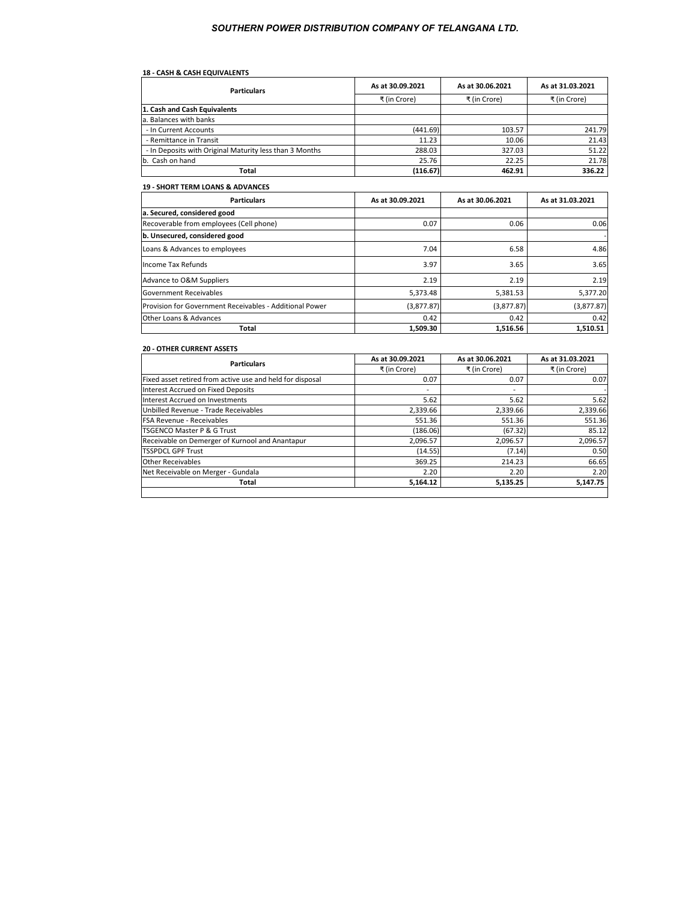**18 - CASH & CASH EQUIVALENTS**

| Particulars | As at 30.09.2021 | As at 30.06.2021 | As at 31.03.2021 |
|---|---|---|---|
| | ₹ (in Crore) | ₹ (in Crore) | ₹ (in Crore) |
| **1. Cash and Cash Equivalents** | | | |
| a. Balances with banks | | | |
| - In Current Accounts | (441.69) | 103.57 | 241.79 |
| - Remittance in Transit | 11.23 | 10.06 | 21.43 |
| - In Deposits with Original Maturity less than 3 Months | 288.03 | 327.03 | 51.22 |
| b. Cash on hand | 25.76 | 22.25 | 21.78 |
| **Total** | **(116.67)** | **462.91** | **336.22** |

**19 - SHORT TERM LOANS & ADVANCES**

| Particulars | As at 30.09.2021 | As at 30.06.2021 | As at 31.03.2021 |
|---|---|---|---|
| **a. Secured, considered good** | | | |
| Recoverable from employees (Cell phone) | 0.07 | 0.06 | 0.06 |
| **b. Unsecured, considered good** | | | - |
| Loans & Advances to employees | 7.04 | 6.58 | 4.86 |
| Income Tax Refunds | 3.97 | 3.65 | 3.65 |
| Advance to O&M Suppliers | 2.19 | 2.19 | 2.19 |
| Government Receivables | 5,373.48 | 5,381.53 | 5,377.20 |
| Provision for Government Receivables - Additional Power | (3,877.87) | (3,877.87) | (3,877.87) |
| Other Loans & Advances | 0.42 | 0.42 | 0.42 |
| **Total** | **1,509.30** | **1,516.56** | **1,510.51** |

**20 - OTHER CURRENT ASSETS**

| Particulars | As at 30.09.2021 | As at 30.06.2021 | As at 31.03.2021 |
|---|---|---|---|
| | ₹ (in Crore) | ₹ (in Crore) | ₹ (in Crore) |
| Fixed asset retired from active use and held for disposal | 0.07 | 0.07 | 0.07 |
| Interest Accrued on Fixed Deposits | - | - | - |
| Interest Accrued on Investments | 5.62 | 5.62 | 5.62 |
| Unbilled Revenue - Trade Receivables | 2,339.66 | 2,339.66 | 2,339.66 |
| FSA Revenue - Receivables | 551.36 | 551.36 | 551.36 |
| TSGENCO Master P & G Trust | (186.06) | (67.32) | 85.12 |
| Receivable on Demerger of Kurnool and Anantapur | 2,096.57 | 2,096.57 | 2,096.57 |
| TSSPDCL GPF Trust | (14.55) | (7.14) | 0.50 |
| Other Receivables | 369.25 | 214.23 | 66.65 |
| Net Receivable on Merger - Gundala | 2.20 | 2.20 | 2.20 |
| **Total** | **5,164.12** | **5,135.25** | **5,147.75** |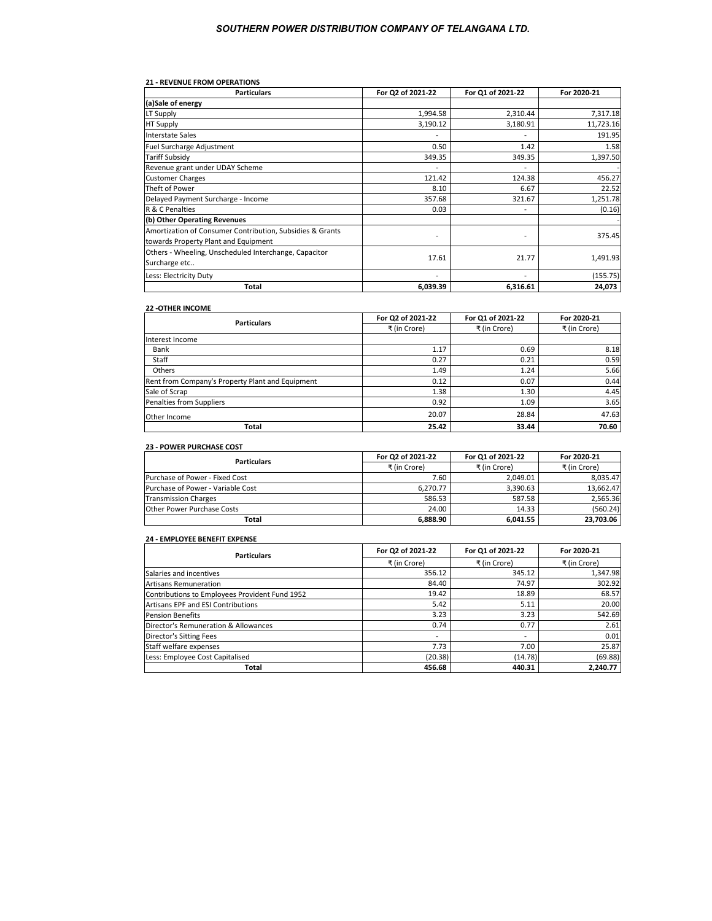## SOUTHERN POWER DISTRIBUTION COMPANY OF TELANGANA LTD.

### 21 - REVENUE FROM OPERATIONS

| Particulars | For Q2 of 2021-22 | For Q1 of 2021-22 | For 2020-21 |
|---|---|---|---|
| **(a)Sale of energy** | | | |
| LT Supply | 1,994.58 | 2,310.44 | 7,317.18 |
| HT Supply | 3,190.12 | 3,180.91 | 11,723.16 |
| Interstate Sales | - | - | 191.95 |
| Fuel Surcharge Adjustment | 0.50 | 1.42 | 1.58 |
| Tariff Subsidy | 349.35 | 349.35 | 1,397.50 |
| Revenue grant under UDAY Scheme | - | - | - |
| Customer Charges | 121.42 | 124.38 | 456.27 |
| Theft of Power | 8.10 | 6.67 | 22.52 |
| Delayed Payment Surcharge - Income | 357.68 | 321.67 | 1,251.78 |
| R & C Penalties | 0.03 | - | (0.16) |
| **(b) Other Operating Revenues** | | | - |
| Amortization of Consumer Contribution, Subsidies & Grants towards Property Plant and Equipment | - | - | 375.45 |
| Others - Wheeling, Unscheduled Interchange, Capacitor Surcharge etc.. | 17.61 | 21.77 | 1,491.93 |
| Less: Electricity Duty | - | - | (155.75) |
| **Total** | **6,039.39** | **6,316.61** | **24,073** |

### 22 -OTHER INCOME

| Particulars | For Q2 of 2021-22 | For Q1 of 2021-22 | For 2020-21 |
|---|---|---|---|
| | ₹ (in Crore) | ₹ (in Crore) | ₹ (in Crore) |
| Interest Income | | | |
| Bank | 1.17 | 0.69 | 8.18 |
| Staff | 0.27 | 0.21 | 0.59 |
| Others | 1.49 | 1.24 | 5.66 |
| Rent from Company's Property Plant and Equipment | 0.12 | 0.07 | 0.44 |
| Sale of Scrap | 1.38 | 1.30 | 4.45 |
| Penalties from Suppliers | 0.92 | 1.09 | 3.65 |
| Other Income | 20.07 | 28.84 | 47.63 |
| **Total** | **25.42** | **33.44** | **70.60** |

### 23 - POWER PURCHASE COST

| Particulars | For Q2 of 2021-22 | For Q1 of 2021-22 | For 2020-21 |
|---|---|---|---|
| | ₹ (in Crore) | ₹ (in Crore) | ₹ (in Crore) |
| Purchase of Power - Fixed Cost | 7.60 | 2,049.01 | 8,035.47 |
| Purchase of Power - Variable Cost | 6,270.77 | 3,390.63 | 13,662.47 |
| Transmission Charges | 586.53 | 587.58 | 2,565.36 |
| Other Power Purchase Costs | 24.00 | 14.33 | (560.24) |
| **Total** | **6,888.90** | **6,041.55** | **23,703.06** |

### 24 - EMPLOYEE BENEFIT EXPENSE

| Particulars | For Q2 of 2021-22 | For Q1 of 2021-22 | For 2020-21 |
|---|---|---|---|
| | ₹ (in Crore) | ₹ (in Crore) | ₹ (in Crore) |
| Salaries and incentives | 356.12 | 345.12 | 1,347.98 |
| Artisans Remuneration | 84.40 | 74.97 | 302.92 |
| Contributions to Employees Provident Fund 1952 | 19.42 | 18.89 | 68.57 |
| Artisans EPF and ESI Contributions | 5.42 | 5.11 | 20.00 |
| Pension Benefits | 3.23 | 3.23 | 542.69 |
| Director's Remuneration & Allowances | 0.74 | 0.77 | 2.61 |
| Director's Sitting Fees | - | - | 0.01 |
| Staff welfare expenses | 7.73 | 7.00 | 25.87 |
| Less: Employee Cost Capitalised | (20.38) | (14.78) | (69.88) |
| **Total** | **456.68** | **440.31** | **2,240.77** |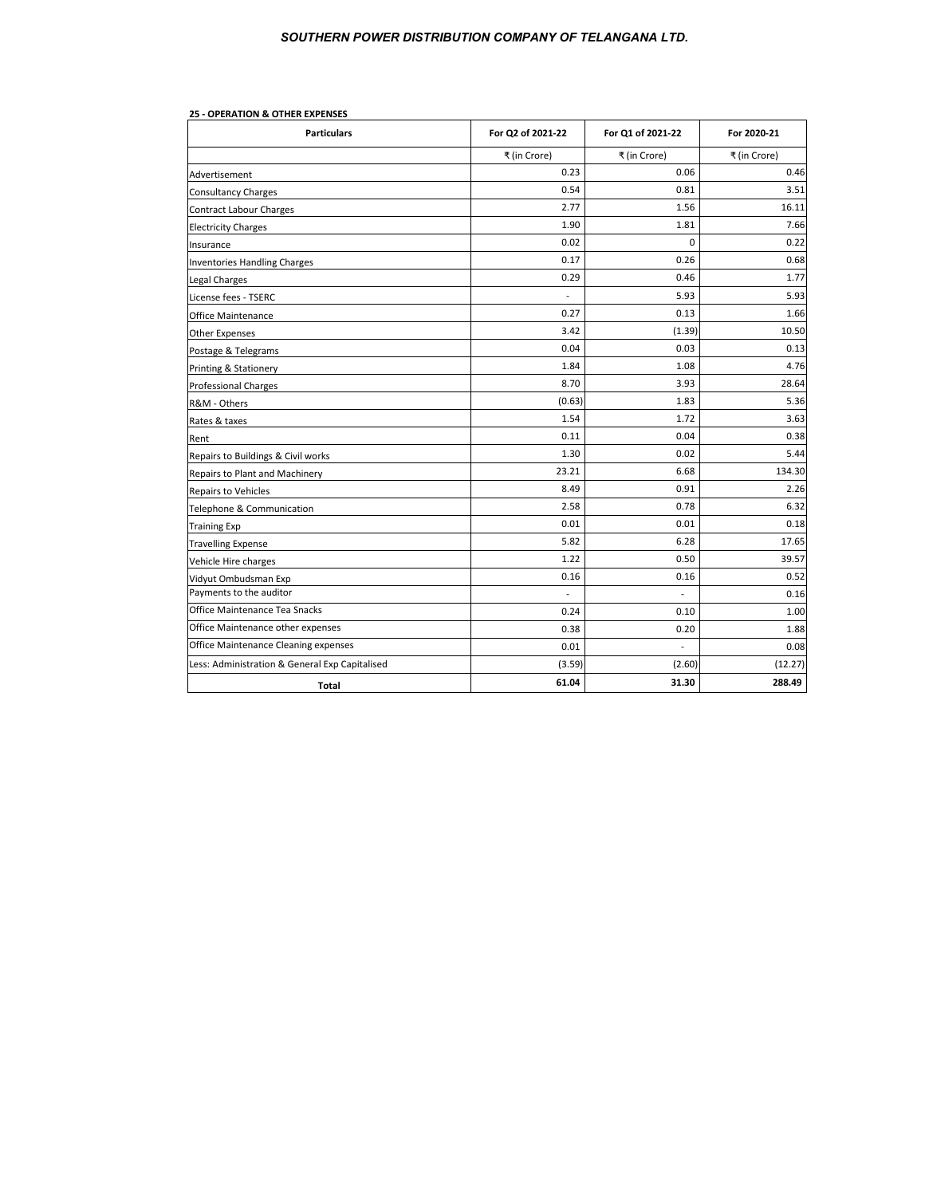**25 - OPERATION & OTHER EXPENSES**

| Particulars | For Q2 of 2021-22 | For Q1 of 2021-22 | For 2020-21 |
|---|---|---|---|
| | ₹ (in Crore) | ₹ (in Crore) | ₹ (in Crore) |
| Advertisement | 0.23 | 0.06 | 0.46 |
| Consultancy Charges | 0.54 | 0.81 | 3.51 |
| Contract Labour Charges | 2.77 | 1.56 | 16.11 |
| Electricity Charges | 1.90 | 1.81 | 7.66 |
| Insurance | 0.02 | 0 | 0.22 |
| Inventories Handling Charges | 0.17 | 0.26 | 0.68 |
| Legal Charges | 0.29 | 0.46 | 1.77 |
| License fees - TSERC | - | 5.93 | 5.93 |
| Office Maintenance | 0.27 | 0.13 | 1.66 |
| Other Expenses | 3.42 | (1.39) | 10.50 |
| Postage & Telegrams | 0.04 | 0.03 | 0.13 |
| Printing & Stationery | 1.84 | 1.08 | 4.76 |
| Professional Charges | 8.70 | 3.93 | 28.64 |
| R&M - Others | (0.63) | 1.83 | 5.36 |
| Rates & taxes | 1.54 | 1.72 | 3.63 |
| Rent | 0.11 | 0.04 | 0.38 |
| Repairs to Buildings & Civil works | 1.30 | 0.02 | 5.44 |
| Repairs to Plant and Machinery | 23.21 | 6.68 | 134.30 |
| Repairs to Vehicles | 8.49 | 0.91 | 2.26 |
| Telephone & Communication | 2.58 | 0.78 | 6.32 |
| Training Exp | 0.01 | 0.01 | 0.18 |
| Travelling Expense | 5.82 | 6.28 | 17.65 |
| Vehicle Hire charges | 1.22 | 0.50 | 39.57 |
| Vidyut Ombudsman Exp | 0.16 | 0.16 | 0.52 |
| Payments to the auditor | - | - | 0.16 |
| Office Maintenance Tea Snacks | 0.24 | 0.10 | 1.00 |
| Office Maintenance other expenses | 0.38 | 0.20 | 1.88 |
| Office Maintenance Cleaning expenses | 0.01 | - | 0.08 |
| Less: Administration & General Exp Capitalised | (3.59) | (2.60) | (12.27) |
| **Total** | **61.04** | **31.30** | **288.49** |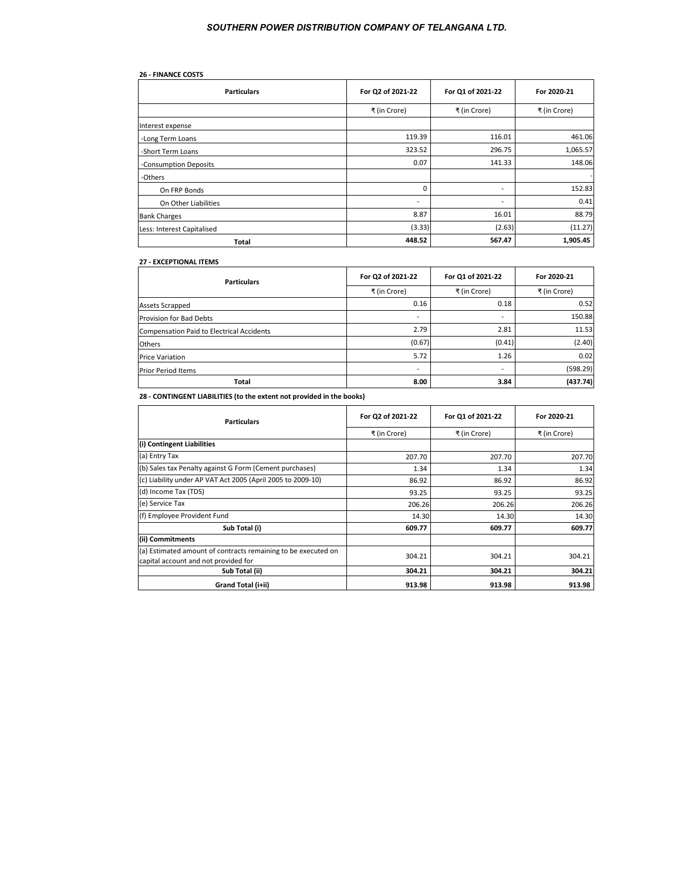**26 - FINANCE COSTS**

| Particulars | For Q2 of 2021-22 | For Q1 of 2021-22 | For 2020-21 |
|---|---|---|---|
| | ₹ (in Crore) | ₹ (in Crore) | ₹ (in Crore) |
| Interest expense | | | |
| -Long Term Loans | 119.39 | 116.01 | 461.06 |
| -Short Term Loans | 323.52 | 296.75 | 1,065.57 |
| -Consumption Deposits | 0.07 | 141.33 | 148.06 |
| -Others | | | - |
| On FRP Bonds | 0 | - | 152.83 |
| On Other Liabilities | - | - | 0.41 |
| Bank Charges | 8.87 | 16.01 | 88.79 |
| Less: Interest Capitalised | (3.33) | (2.63) | (11.27) |
| **Total** | **448.52** | **567.47** | **1,905.45** |

**27 - EXCEPTIONAL ITEMS**

| Particulars | For Q2 of 2021-22 | For Q1 of 2021-22 | For 2020-21 |
|---|---|---|---|
| | ₹ (in Crore) | ₹ (in Crore) | ₹ (in Crore) |
| Assets Scrapped | 0.16 | 0.18 | 0.52 |
| Provision for Bad Debts | - | - | 150.88 |
| Compensation Paid to Electrical Accidents | 2.79 | 2.81 | 11.53 |
| Others | (0.67) | (0.41) | (2.40) |
| Price Variation | 5.72 | 1.26 | 0.02 |
| Prior Period Items | - | - | (598.29) |
| **Total** | **8.00** | **3.84** | **(437.74)** |

**28 - CONTINGENT LIABILITIES (to the extent not provided in the books)**

| Particulars | For Q2 of 2021-22 | For Q1 of 2021-22 | For 2020-21 |
|---|---|---|---|
| | ₹ (in Crore) | ₹ (in Crore) | ₹ (in Crore) |
| **(i) Contingent Liabilities** | | | |
| (a) Entry Tax | 207.70 | 207.70 | 207.70 |
| (b) Sales tax Penalty against G Form (Cement purchases) | 1.34 | 1.34 | 1.34 |
| (c) Liability under AP VAT Act 2005 (April 2005 to 2009-10) | 86.92 | 86.92 | 86.92 |
| (d) Income Tax (TDS) | 93.25 | 93.25 | 93.25 |
| (e) Service Tax | 206.26 | 206.26 | 206.26 |
| (f) Employee Provident Fund | 14.30 | 14.30 | 14.30 |
| **Sub Total (i)** | **609.77** | **609.77** | **609.77** |
| **(ii) Commitments** | | | |
| (a) Estimated amount of contracts remaining to be executed on capital account and not provided for | 304.21 | 304.21 | 304.21 |
| **Sub Total (ii)** | **304.21** | **304.21** | **304.21** |
| **Grand Total (i+ii)** | **913.98** | **913.98** | **913.98** |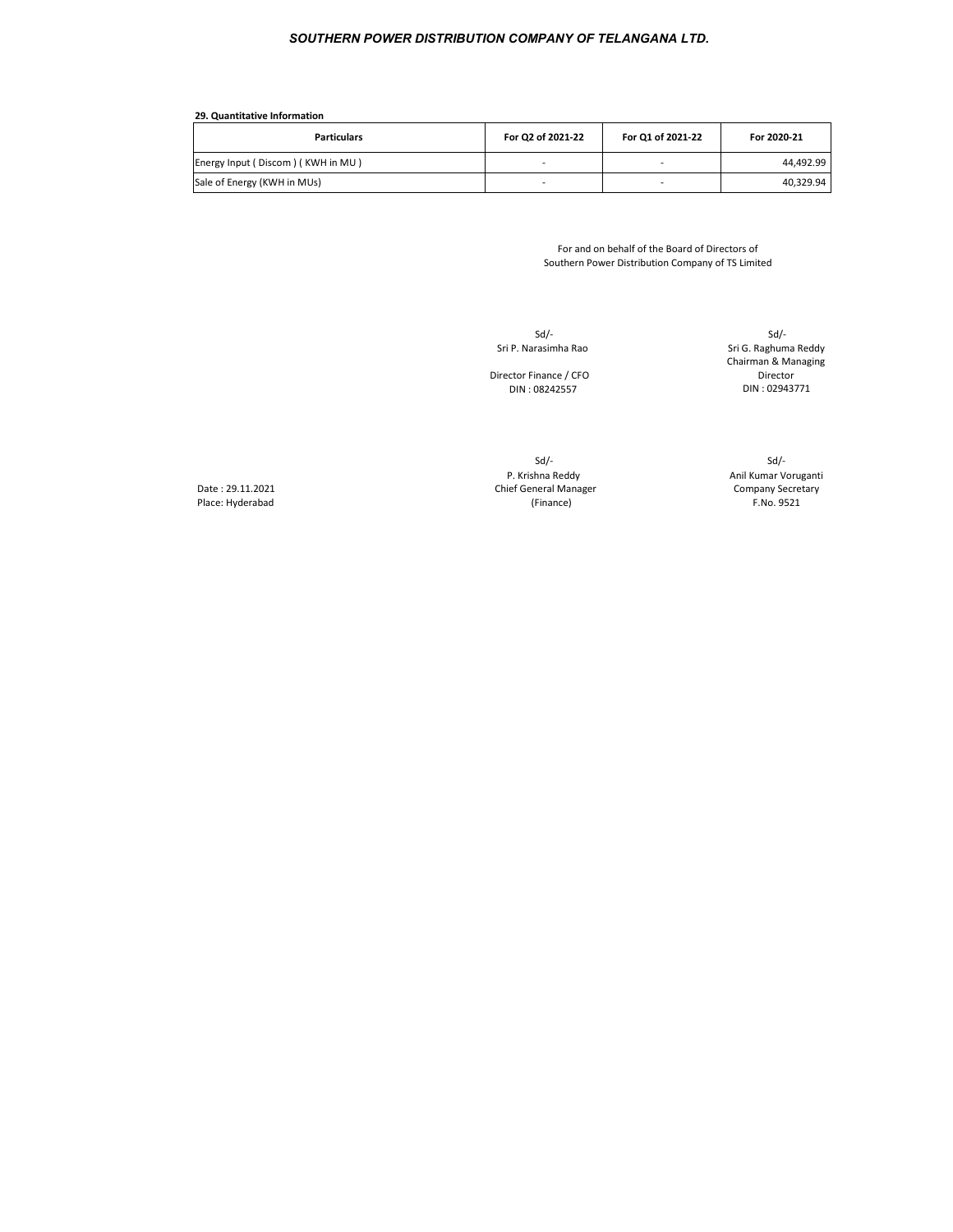**29. Quantitative Information**

| Particulars | For Q2 of 2021-22 | For Q1 of 2021-22 | For 2020-21 |
|---|---|---|---|
| Energy Input ( Discom ) ( KWH in MU ) | - | - | 44,492.99 |
| Sale of Energy (KWH in MUs) | - | - | 40,329.94 |

For and on behalf of the Board of Directors of
Southern Power Distribution Company of TS Limited

Sd/-
Sri P. Narasimha Rao
Director Finance / CFO
DIN : 08242557

Sd/-
Sri G. Raghuma Reddy
Chairman & Managing Director
DIN : 02943771

Sd/-
P. Krishna Reddy
Chief General Manager
(Finance)

Sd/-
Anil Kumar Voruganti
Company Secretary
F.No. 9521

Date : 29.11.2021
Place: Hyderabad